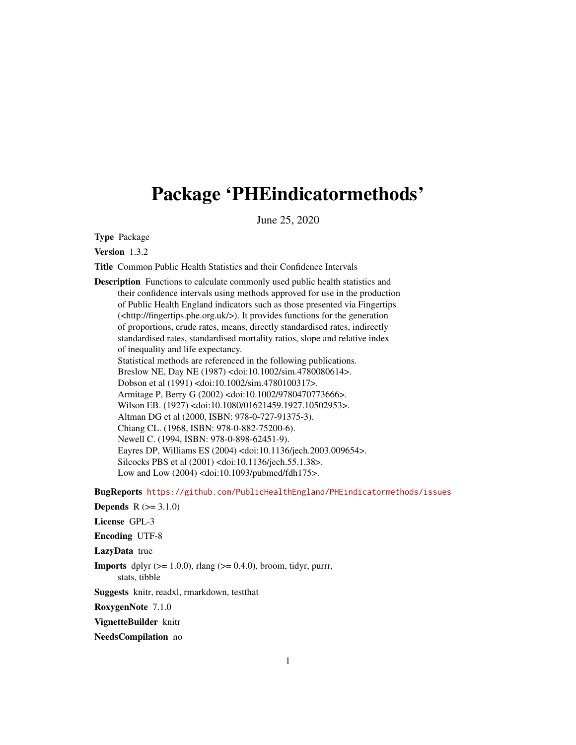# Package 'PHEindicatormethods'

June 25, 2020

**Type** Package

**Version** 1.3.2

**Title** Common Public Health Statistics and their Confidence Intervals

**Description** Functions to calculate commonly used public health statistics and their confidence intervals using methods approved for use in the production of Public Health England indicators such as those presented via Fingertips (<http://fingertips.phe.org.uk/>). It provides functions for the generation of proportions, crude rates, means, directly standardised rates, indirectly standardised rates, standardised mortality ratios, slope and relative index of inequality and life expectancy.
Statistical methods are referenced in the following publications.
Breslow NE, Day NE (1987) <doi:10.1002/sim.4780080614>.
Dobson et al (1991) <doi:10.1002/sim.4780100317>.
Armitage P, Berry G (2002) <doi:10.1002/9780470773666>.
Wilson EB. (1927) <doi:10.1080/01621459.1927.10502953>.
Altman DG et al (2000, ISBN: 978-0-727-91375-3).
Chiang CL. (1968, ISBN: 978-0-882-75200-6).
Newell C. (1994, ISBN: 978-0-898-62451-9).
Eayres DP, Williams ES (2004) <doi:10.1136/jech.2003.009654>.
Silcocks PBS et al (2001) <doi:10.1136/jech.55.1.38>.
Low and Low (2004) <doi:10.1093/pubmed/fdh175>.

**BugReports** https://github.com/PublicHealthEngland/PHEindicatormethods/issues

**Depends** R (>= 3.1.0)

**License** GPL-3

**Encoding** UTF-8

**LazyData** true

**Imports** dplyr (>= 1.0.0), rlang (>= 0.4.0), broom, tidyr, purrr, stats, tibble

**Suggests** knitr, readxl, rmarkdown, testthat

**RoxygenNote** 7.1.0

**VignetteBuilder** knitr

**NeedsCompilation** no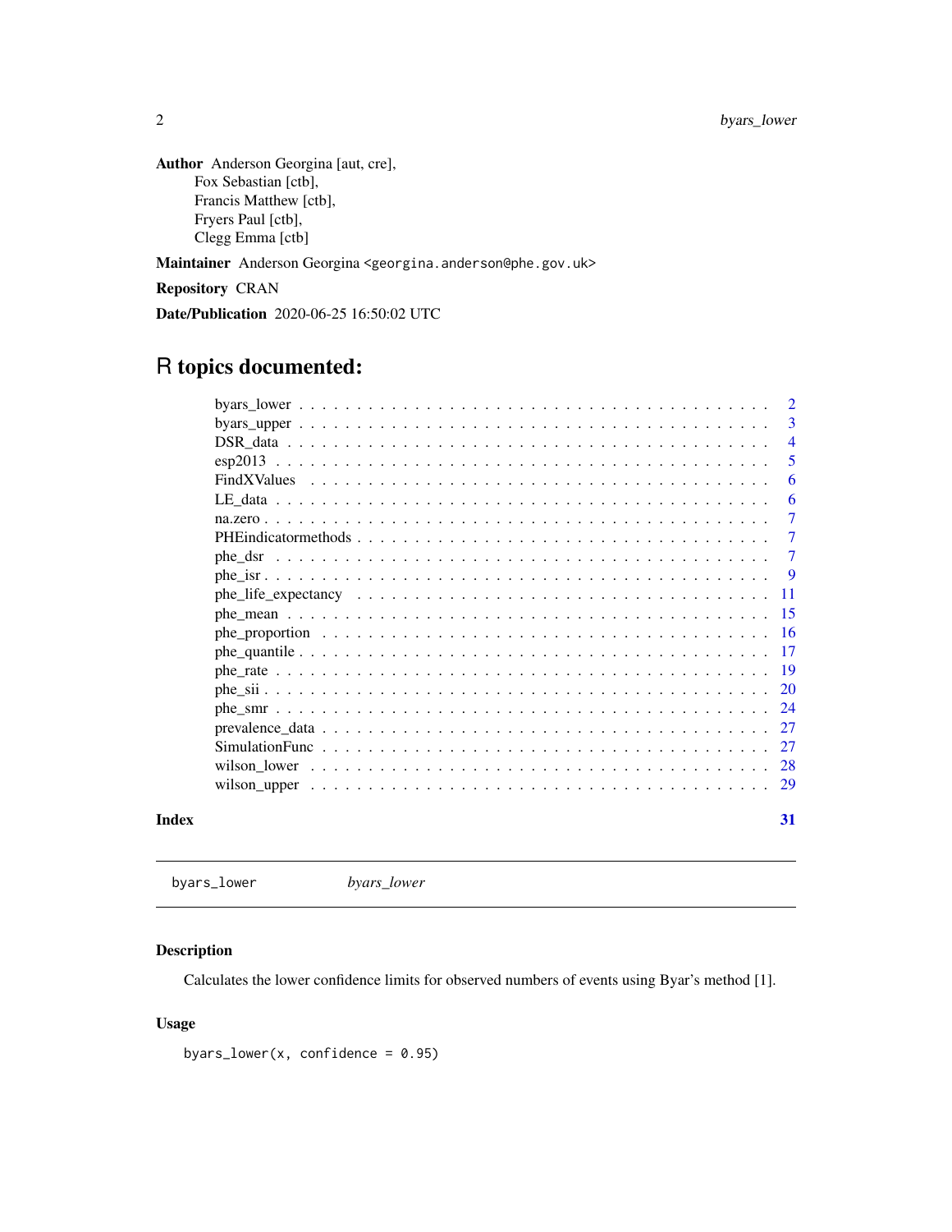**Author** Anderson Georgina [aut, cre],
Fox Sebastian [ctb],
Francis Matthew [ctb],
Fryers Paul [ctb],
Clegg Emma [ctb]

**Maintainer** Anderson Georgina <georgina.anderson@phe.gov.uk>

**Repository** CRAN

**Date/Publication** 2020-06-25 16:50:02 UTC

# R topics documented:

| | |
|---|---|
| byars_lower | 2 |
| byars_upper | 3 |
| DSR_data | 4 |
| esp2013 | 5 |
| FindXValues | 6 |
| LE_data | 6 |
| na.zero | 7 |
| PHEindicatormethods | 7 |
| phe_dsr | 7 |
| phe_isr | 9 |
| phe_life_expectancy | 11 |
| phe_mean | 15 |
| phe_proportion | 16 |
| phe_quantile | 17 |
| phe_rate | 19 |
| phe_sii | 20 |
| phe_smr | 24 |
| prevalence_data | 27 |
| SimulationFunc | 27 |
| wilson_lower | 28 |
| wilson_upper | 29 |
| **Index** | **31** |

---

`byars_lower` *byars_lower*

---

### Description

Calculates the lower confidence limits for observed numbers of events using Byar's method [1].

### Usage

```
byars_lower(x, confidence = 0.95)
```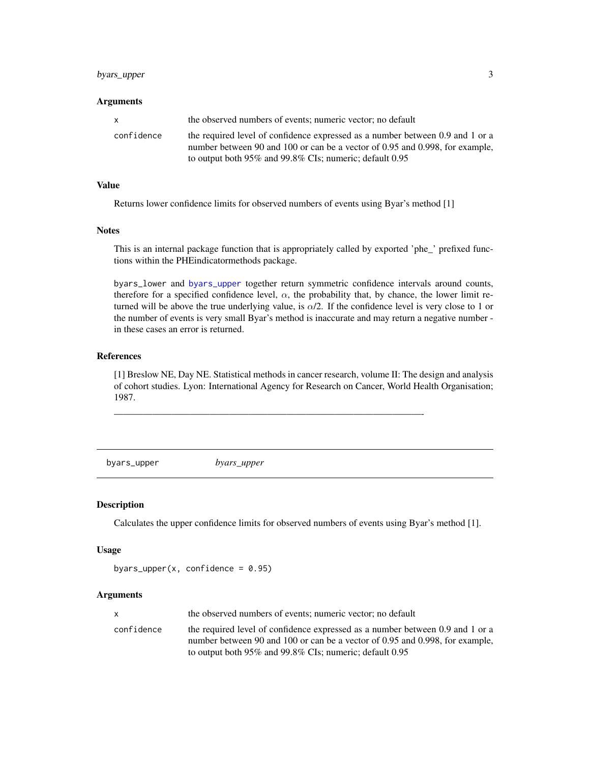### Arguments

| | |
|---|---|
| x | the observed numbers of events; numeric vector; no default |
| confidence | the required level of confidence expressed as a number between 0.9 and 1 or a number between 90 and 100 or can be a vector of 0.95 and 0.998, for example, to output both 95% and 99.8% CIs; numeric; default 0.95 |

### Value

Returns lower confidence limits for observed numbers of events using Byar's method [1]

### Notes

This is an internal package function that is appropriately called by exported 'phe_' prefixed functions within the PHEindicatormethods package.

`byars_lower` and `byars_upper` together return symmetric confidence intervals around counts, therefore for a specified confidence level, $\alpha$, the probability that, by chance, the lower limit returned will be above the true underlying value, is $\alpha$/2. If the confidence level is very close to 1 or the number of events is very small Byar's method is inaccurate and may return a negative number - in these cases an error is returned.

### References

[1] Breslow NE, Day NE. Statistical methods in cancer research, volume II: The design and analysis of cohort studies. Lyon: International Agency for Research on Cancer, World Health Organisation; 1987.

---

## byars_upper *byars_upper*

### Description

Calculates the upper confidence limits for observed numbers of events using Byar's method [1].

### Usage

```
byars_upper(x, confidence = 0.95)
```

### Arguments

| | |
|---|---|
| x | the observed numbers of events; numeric vector; no default |
| confidence | the required level of confidence expressed as a number between 0.9 and 1 or a number between 90 and 100 or can be a vector of 0.95 and 0.998, for example, to output both 95% and 99.8% CIs; numeric; default 0.95 |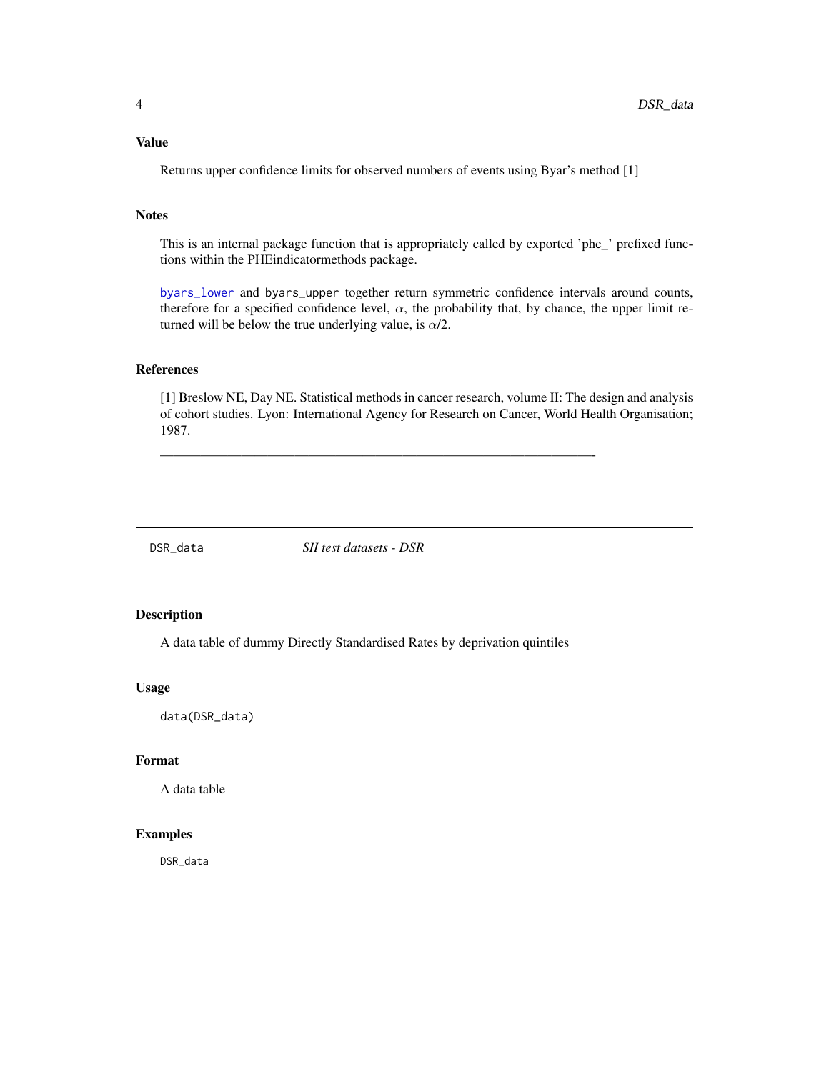### Value

Returns upper confidence limits for observed numbers of events using Byar's method [1]

### Notes

This is an internal package function that is appropriately called by exported 'phe_' prefixed functions within the PHEindicatormethods package.

byars_lower and byars_upper together return symmetric confidence intervals around counts, therefore for a specified confidence level, $\alpha$, the probability that, by chance, the upper limit returned will be below the true underlying value, is $\alpha/2$.

### References

[1] Breslow NE, Day NE. Statistical methods in cancer research, volume II: The design and analysis of cohort studies. Lyon: International Agency for Research on Cancer, World Health Organisation; 1987.

——————————————————————————————————-

---

## DSR_data — *SII test datasets - DSR*

### Description

A data table of dummy Directly Standardised Rates by deprivation quintiles

### Usage

```
data(DSR_data)
```

### Format

A data table

### Examples

```
DSR_data
```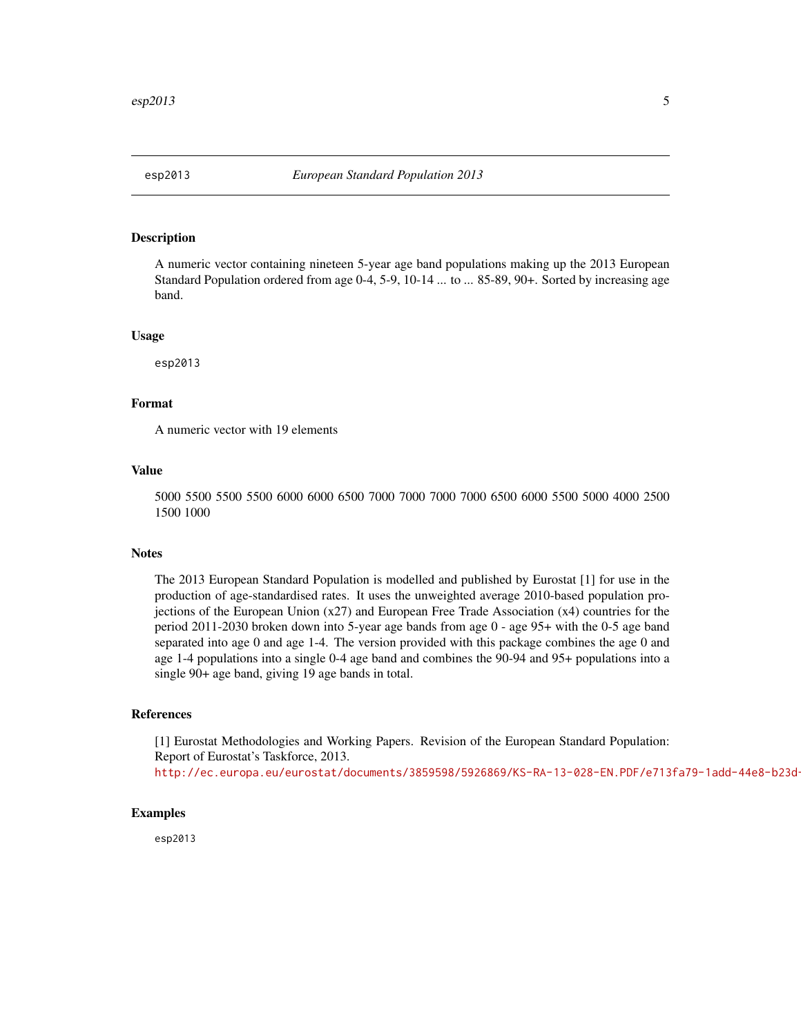## esp2013 — *European Standard Population 2013*

### Description

A numeric vector containing nineteen 5-year age band populations making up the 2013 European Standard Population ordered from age 0-4, 5-9, 10-14 ... to ... 85-89, 90+. Sorted by increasing age band.

### Usage

```
esp2013
```

### Format

A numeric vector with 19 elements

### Value

5000 5500 5500 5500 6000 6000 6500 7000 7000 7000 7000 6500 6000 5500 5000 4000 2500 1500 1000

### Notes

The 2013 European Standard Population is modelled and published by Eurostat [1] for use in the production of age-standardised rates. It uses the unweighted average 2010-based population projections of the European Union (x27) and European Free Trade Association (x4) countries for the period 2011-2030 broken down into 5-year age bands from age 0 - age 95+ with the 0-5 age band separated into age 0 and age 1-4. The version provided with this package combines the age 0 and age 1-4 populations into a single 0-4 age band and combines the 90-94 and 95+ populations into a single 90+ age band, giving 19 age bands in total.

### References

[1] Eurostat Methodologies and Working Papers. Revision of the European Standard Population: Report of Eurostat's Taskforce, 2013.
http://ec.europa.eu/eurostat/documents/3859598/5926869/KS-RA-13-028-EN.PDF/e713fa79-1add-44e8-b23d-

### Examples

```
esp2013
```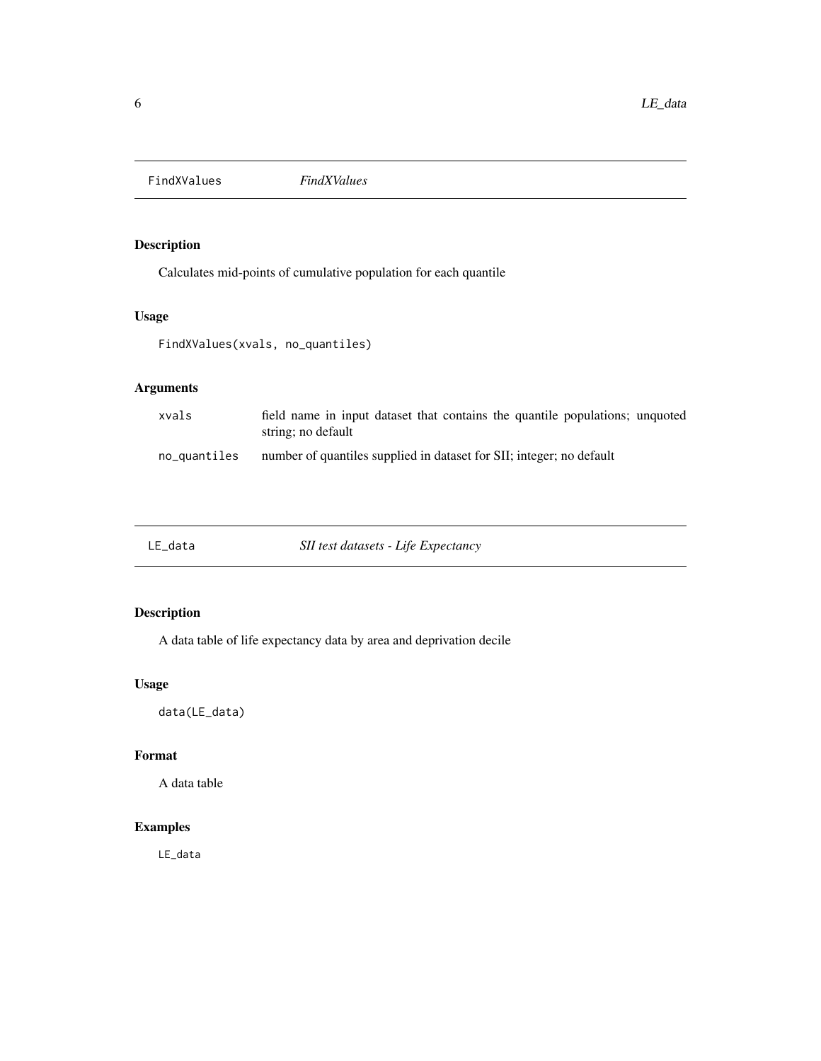## FindXValues *FindXValues*

### Description

Calculates mid-points of cumulative population for each quantile

### Usage

```
FindXValues(xvals, no_quantiles)
```

### Arguments

| | |
|---|---|
| xvals | field name in input dataset that contains the quantile populations; unquoted string; no default |
| no_quantiles | number of quantiles supplied in dataset for SII; integer; no default |

## LE_data *SII test datasets - Life Expectancy*

### Description

A data table of life expectancy data by area and deprivation decile

### Usage

```
data(LE_data)
```

### Format

A data table

### Examples

```
LE_data
```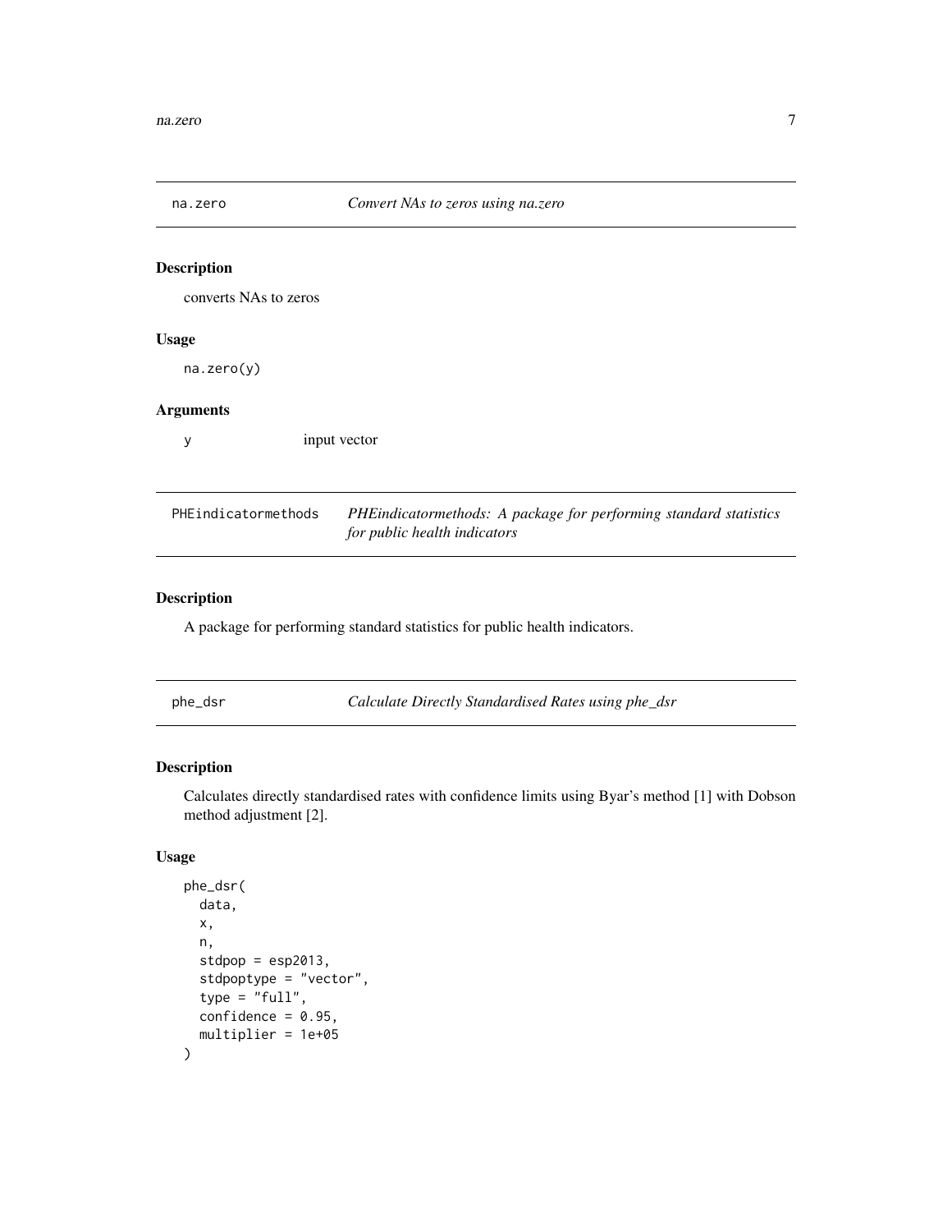## na.zero — *Convert NAs to zeros using na.zero*

### Description

converts NAs to zeros

### Usage

```
na.zero(y)
```

### Arguments

| | |
|---|---|
| y | input vector |

## PHEindicatormethods — *PHEindicatormethods: A package for performing standard statistics for public health indicators*

### Description

A package for performing standard statistics for public health indicators.

## phe_dsr — *Calculate Directly Standardised Rates using phe_dsr*

### Description

Calculates directly standardised rates with confidence limits using Byar's method [1] with Dobson method adjustment [2].

### Usage

```
phe_dsr(
  data,
  x,
  n,
  stdpop = esp2013,
  stdpoptype = "vector",
  type = "full",
  confidence = 0.95,
  multiplier = 1e+05
)
```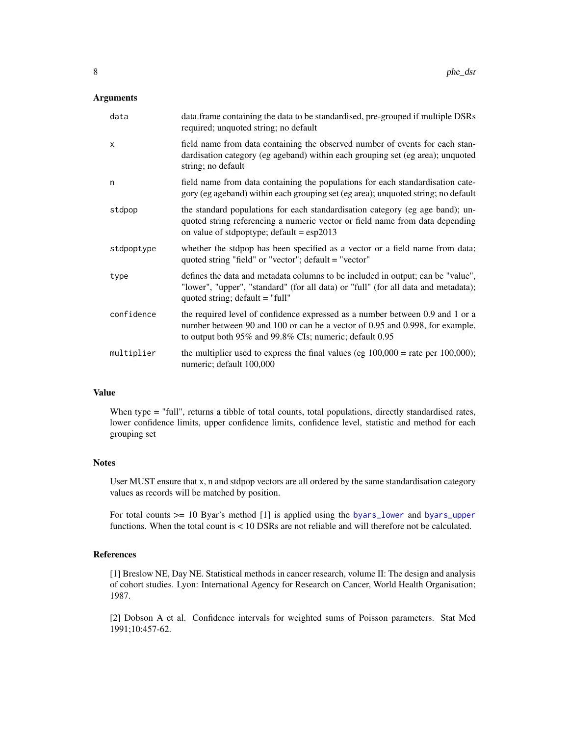## Arguments

| | |
|---|---|
| data | data.frame containing the data to be standardised, pre-grouped if multiple DSRs required; unquoted string; no default |
| x | field name from data containing the observed number of events for each standardisation category (eg ageband) within each grouping set (eg area); unquoted string; no default |
| n | field name from data containing the populations for each standardisation category (eg ageband) within each grouping set (eg area); unquoted string; no default |
| stdpop | the standard populations for each standardisation category (eg age band); unquoted string referencing a numeric vector or field name from data depending on value of stdpoptype; default = esp2013 |
| stdpoptype | whether the stdpop has been specified as a vector or a field name from data; quoted string "field" or "vector"; default = "vector" |
| type | defines the data and metadata columns to be included in output; can be "value", "lower", "upper", "standard" (for all data) or "full" (for all data and metadata); quoted string; default = "full" |
| confidence | the required level of confidence expressed as a number between 0.9 and 1 or a number between 90 and 100 or can be a vector of 0.95 and 0.998, for example, to output both 95% and 99.8% CIs; numeric; default 0.95 |
| multiplier | the multiplier used to express the final values (eg 100,000 = rate per 100,000); numeric; default 100,000 |

## Value

When type = "full", returns a tibble of total counts, total populations, directly standardised rates, lower confidence limits, upper confidence limits, confidence level, statistic and method for each grouping set

## Notes

User MUST ensure that x, n and stdpop vectors are all ordered by the same standardisation category values as records will be matched by position.

For total counts >= 10 Byar's method [1] is applied using the `byars_lower` and `byars_upper` functions. When the total count is < 10 DSRs are not reliable and will therefore not be calculated.

## References

[1] Breslow NE, Day NE. Statistical methods in cancer research, volume II: The design and analysis of cohort studies. Lyon: International Agency for Research on Cancer, World Health Organisation; 1987.

[2] Dobson A et al. Confidence intervals for weighted sums of Poisson parameters. Stat Med 1991;10:457-62.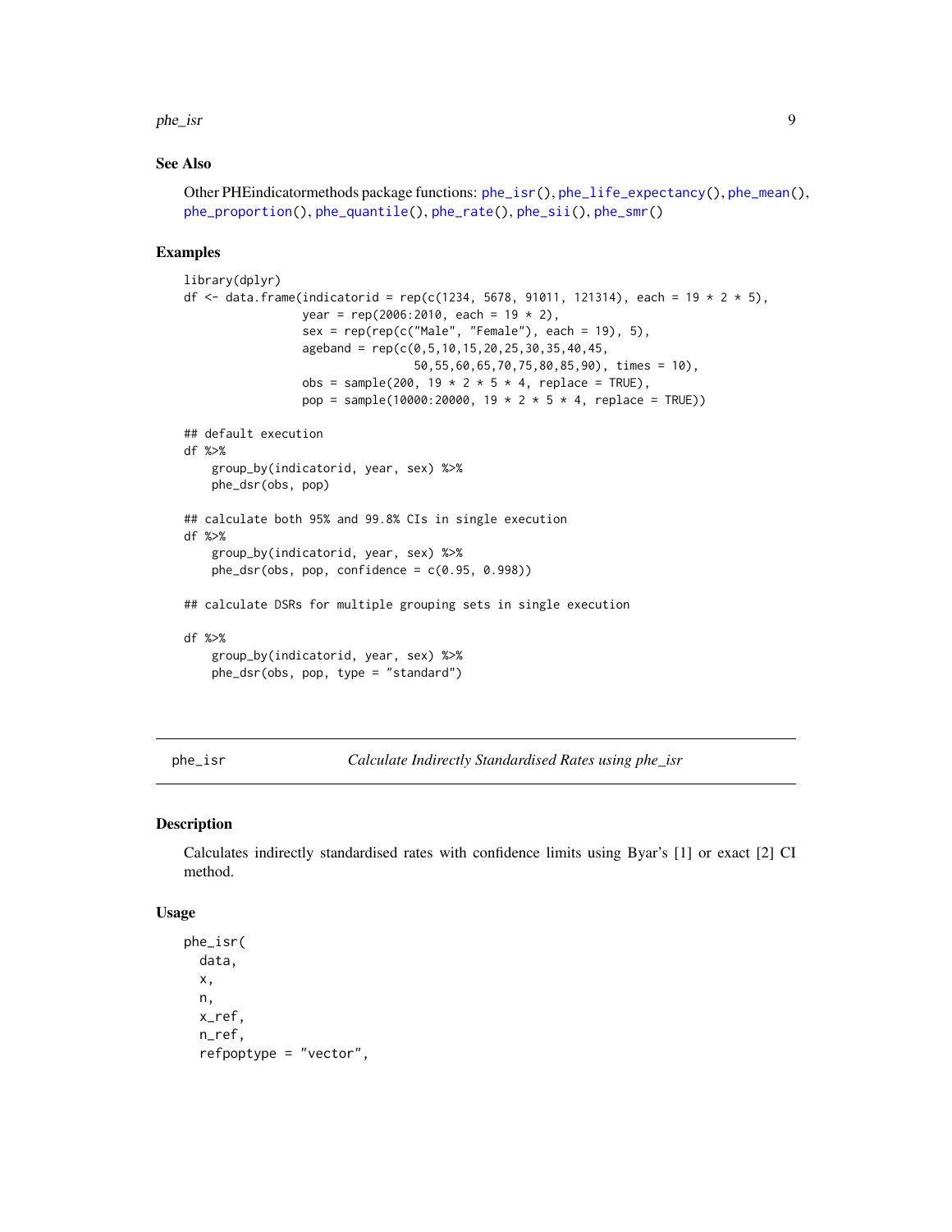## See Also

Other PHEindicatormethods package functions: phe_isr(), phe_life_expectancy(), phe_mean(), phe_proportion(), phe_quantile(), phe_rate(), phe_sii(), phe_smr()

## Examples

```
library(dplyr)
df <- data.frame(indicatorid = rep(c(1234, 5678, 91011, 121314), each = 19 * 2 * 5),
                 year = rep(2006:2010, each = 19 * 2),
                 sex = rep(rep(c("Male", "Female"), each = 19), 5),
                 ageband = rep(c(0,5,10,15,20,25,30,35,40,45,
                                 50,55,60,65,70,75,80,85,90), times = 10),
                 obs = sample(200, 19 * 2 * 5 * 4, replace = TRUE),
                 pop = sample(10000:20000, 19 * 2 * 5 * 4, replace = TRUE))

## default execution
df %>%
    group_by(indicatorid, year, sex) %>%
    phe_dsr(obs, pop)

## calculate both 95% and 99.8% CIs in single execution
df %>%
    group_by(indicatorid, year, sex) %>%
    phe_dsr(obs, pop, confidence = c(0.95, 0.998))

## calculate DSRs for multiple grouping sets in single execution

df %>%
    group_by(indicatorid, year, sex) %>%
    phe_dsr(obs, pop, type = "standard")
```

---

# phe_isr — *Calculate Indirectly Standardised Rates using phe_isr*

## Description

Calculates indirectly standardised rates with confidence limits using Byar's [1] or exact [2] CI method.

## Usage

```
phe_isr(
  data,
  x,
  n,
  x_ref,
  n_ref,
  refpoptype = "vector",
```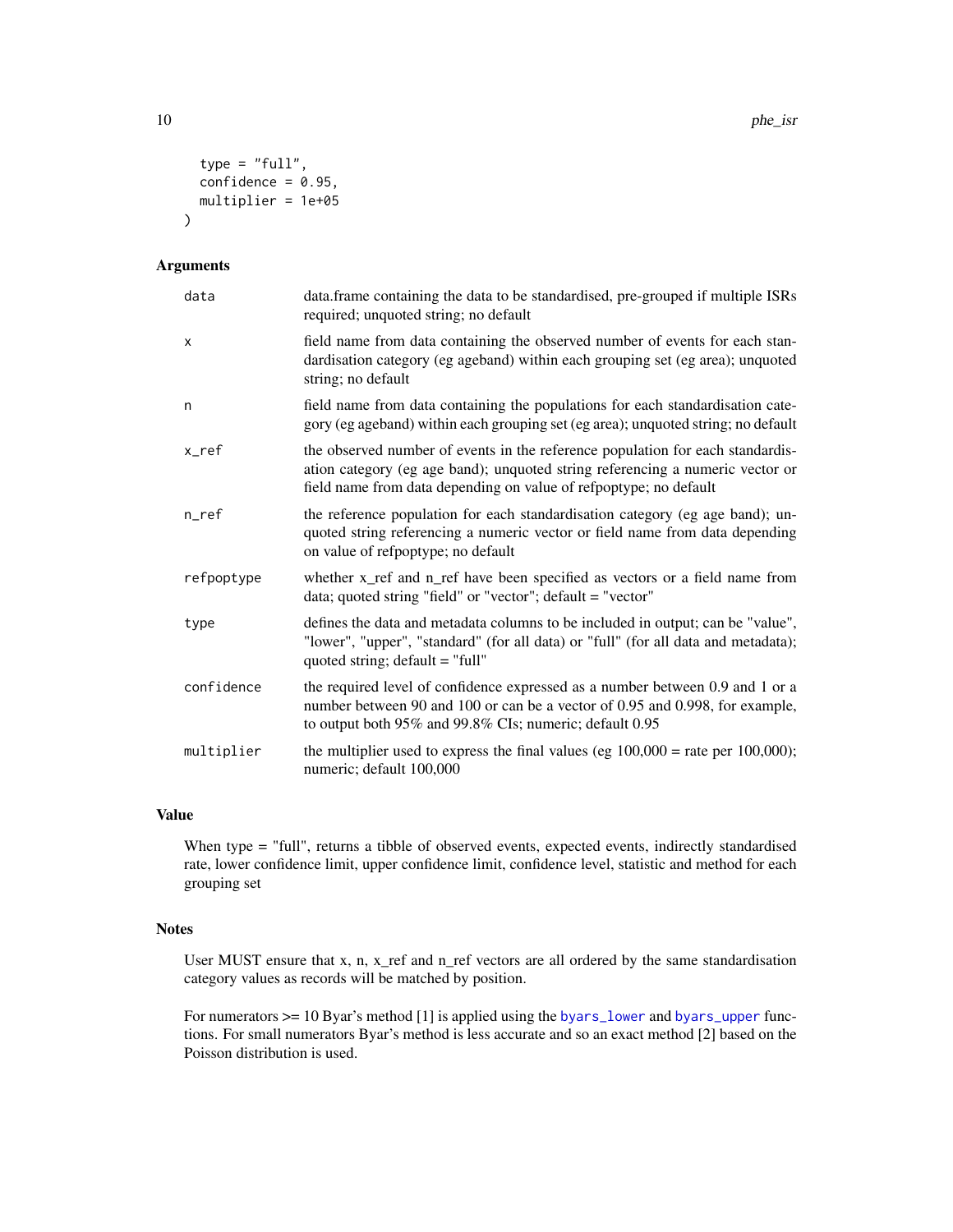```
  type = "full",
  confidence = 0.95,
  multiplier = 1e+05
)
```

### Arguments

| | |
|---|---|
| data | data.frame containing the data to be standardised, pre-grouped if multiple ISRs required; unquoted string; no default |
| x | field name from data containing the observed number of events for each standardisation category (eg ageband) within each grouping set (eg area); unquoted string; no default |
| n | field name from data containing the populations for each standardisation category (eg ageband) within each grouping set (eg area); unquoted string; no default |
| x_ref | the observed number of events in the reference population for each standardisation category (eg age band); unquoted string referencing a numeric vector or field name from data depending on value of refpoptype; no default |
| n_ref | the reference population for each standardisation category (eg age band); unquoted string referencing a numeric vector or field name from data depending on value of refpoptype; no default |
| refpoptype | whether x_ref and n_ref have been specified as vectors or a field name from data; quoted string "field" or "vector"; default = "vector" |
| type | defines the data and metadata columns to be included in output; can be "value", "lower", "upper", "standard" (for all data) or "full" (for all data and metadata); quoted string; default = "full" |
| confidence | the required level of confidence expressed as a number between 0.9 and 1 or a number between 90 and 100 or can be a vector of 0.95 and 0.998, for example, to output both 95% and 99.8% CIs; numeric; default 0.95 |
| multiplier | the multiplier used to express the final values (eg 100,000 = rate per 100,000); numeric; default 100,000 |

### Value

When type = "full", returns a tibble of observed events, expected events, indirectly standardised rate, lower confidence limit, upper confidence limit, confidence level, statistic and method for each grouping set

### Notes

User MUST ensure that x, n, x_ref and n_ref vectors are all ordered by the same standardisation category values as records will be matched by position.

For numerators >= 10 Byar's method [1] is applied using the `byars_lower` and `byars_upper` functions. For small numerators Byar's method is less accurate and so an exact method [2] based on the Poisson distribution is used.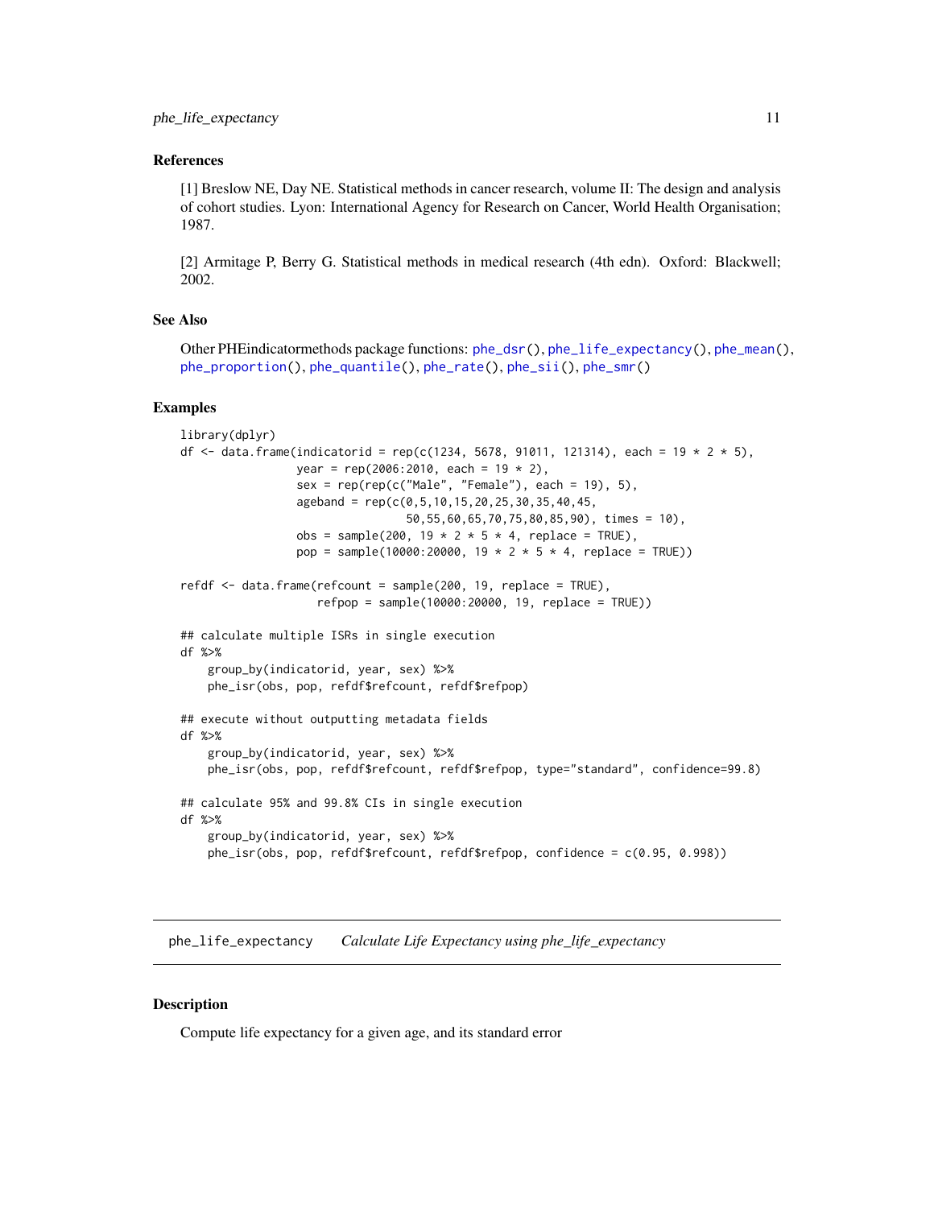### References

[1] Breslow NE, Day NE. Statistical methods in cancer research, volume II: The design and analysis of cohort studies. Lyon: International Agency for Research on Cancer, World Health Organisation; 1987.

[2] Armitage P, Berry G. Statistical methods in medical research (4th edn). Oxford: Blackwell; 2002.

### See Also

Other PHEindicatormethods package functions: phe_dsr(), phe_life_expectancy(), phe_mean(), phe_proportion(), phe_quantile(), phe_rate(), phe_sii(), phe_smr()

### Examples

```
library(dplyr)
df <- data.frame(indicatorid = rep(c(1234, 5678, 91011, 121314), each = 19 * 2 * 5),
                 year = rep(2006:2010, each = 19 * 2),
                 sex = rep(rep(c("Male", "Female"), each = 19), 5),
                 ageband = rep(c(0,5,10,15,20,25,30,35,40,45,
                                 50,55,60,65,70,75,80,85,90), times = 10),
                 obs = sample(200, 19 * 2 * 5 * 4, replace = TRUE),
                 pop = sample(10000:20000, 19 * 2 * 5 * 4, replace = TRUE))

refdf <- data.frame(refcount = sample(200, 19, replace = TRUE),
                    refpop = sample(10000:20000, 19, replace = TRUE))

## calculate multiple ISRs in single execution
df %>%
    group_by(indicatorid, year, sex) %>%
    phe_isr(obs, pop, refdf$refcount, refdf$refpop)

## execute without outputting metadata fields
df %>%
    group_by(indicatorid, year, sex) %>%
    phe_isr(obs, pop, refdf$refcount, refdf$refpop, type="standard", confidence=99.8)

## calculate 95% and 99.8% CIs in single execution
df %>%
    group_by(indicatorid, year, sex) %>%
    phe_isr(obs, pop, refdf$refcount, refdf$refpop, confidence = c(0.95, 0.998))
```

---

## phe_life_expectancy    *Calculate Life Expectancy using phe_life_expectancy*

### Description

Compute life expectancy for a given age, and its standard error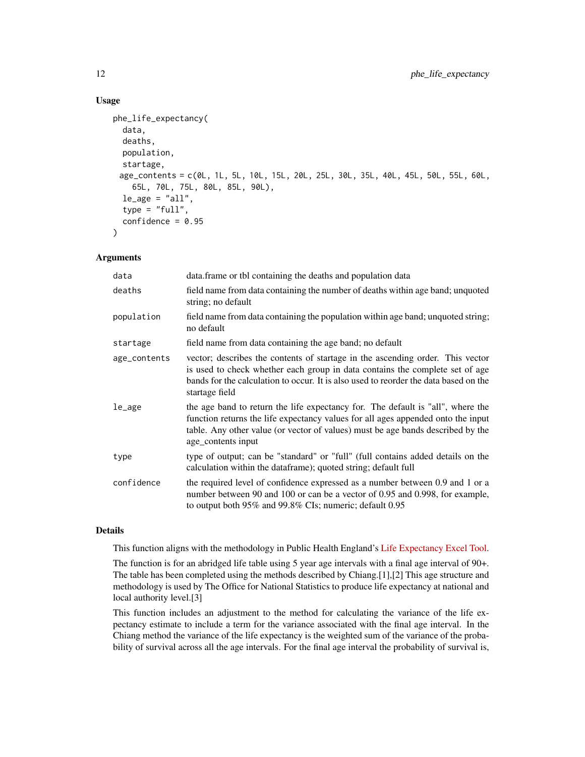### Usage

```
phe_life_expectancy(
  data,
  deaths,
  population,
  startage,
  age_contents = c(0L, 1L, 5L, 10L, 15L, 20L, 25L, 30L, 35L, 40L, 45L, 50L, 55L, 60L,
    65L, 70L, 75L, 80L, 85L, 90L),
  le_age = "all",
  type = "full",
  confidence = 0.95
)
```

### Arguments

| | |
|---|---|
| data | data.frame or tbl containing the deaths and population data |
| deaths | field name from data containing the number of deaths within age band; unquoted string; no default |
| population | field name from data containing the population within age band; unquoted string; no default |
| startage | field name from data containing the age band; no default |
| age_contents | vector; describes the contents of startage in the ascending order. This vector is used to check whether each group in data contains the complete set of age bands for the calculation to occur. It is also used to reorder the data based on the startage field |
| le_age | the age band to return the life expectancy for. The default is "all", where the function returns the life expectancy values for all ages appended onto the input table. Any other value (or vector of values) must be age bands described by the age_contents input |
| type | type of output; can be "standard" or "full" (full contains added details on the calculation within the dataframe); quoted string; default full |
| confidence | the required level of confidence expressed as a number between 0.9 and 1 or a number between 90 and 100 or can be a vector of 0.95 and 0.998, for example, to output both 95% and 99.8% CIs; numeric; default 0.95 |

### Details

This function aligns with the methodology in Public Health England's Life Expectancy Excel Tool.

The function is for an abridged life table using 5 year age intervals with a final age interval of 90+. The table has been completed using the methods described by Chiang.[1],[2] This age structure and methodology is used by The Office for National Statistics to produce life expectancy at national and local authority level.[3]

This function includes an adjustment to the method for calculating the variance of the life expectancy estimate to include a term for the variance associated with the final age interval. In the Chiang method the variance of the life expectancy is the weighted sum of the variance of the probability of survival across all the age intervals. For the final age interval the probability of survival is,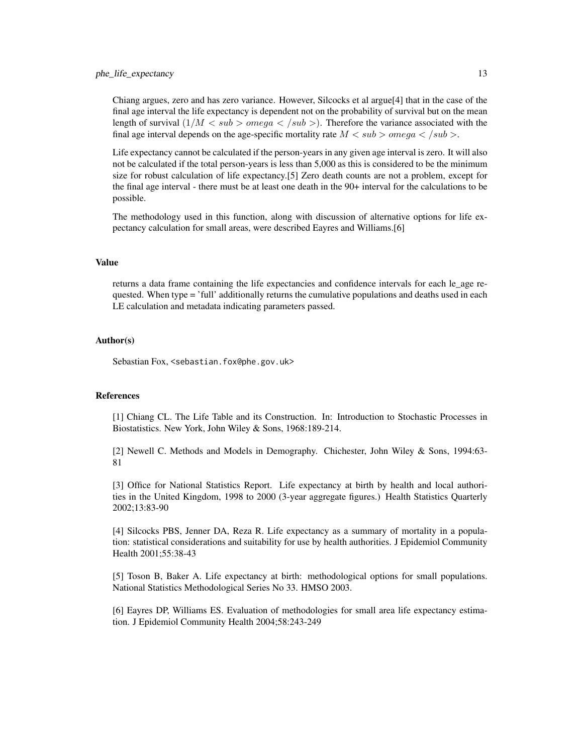Chiang argues, zero and has zero variance. However, Silcocks et al argue[4] that in the case of the final age interval the life expectancy is dependent not on the probability of survival but on the mean length of survival $(1/M < sub > omega < /sub >)$. Therefore the variance associated with the final age interval depends on the age-specific mortality rate $M < sub > omega < /sub >$.

Life expectancy cannot be calculated if the person-years in any given age interval is zero. It will also not be calculated if the total person-years is less than 5,000 as this is considered to be the minimum size for robust calculation of life expectancy.[5] Zero death counts are not a problem, except for the final age interval - there must be at least one death in the 90+ interval for the calculations to be possible.

The methodology used in this function, along with discussion of alternative options for life expectancy calculation for small areas, were described Eayres and Williams.[6]

### Value

returns a data frame containing the life expectancies and confidence intervals for each le_age requested. When type = 'full' additionally returns the cumulative populations and deaths used in each LE calculation and metadata indicating parameters passed.

### Author(s)

Sebastian Fox, <sebastian.fox@phe.gov.uk>

### References

[1] Chiang CL. The Life Table and its Construction. In: Introduction to Stochastic Processes in Biostatistics. New York, John Wiley & Sons, 1968:189-214.

[2] Newell C. Methods and Models in Demography. Chichester, John Wiley & Sons, 1994:63-81

[3] Office for National Statistics Report. Life expectancy at birth by health and local authorities in the United Kingdom, 1998 to 2000 (3-year aggregate figures.) Health Statistics Quarterly 2002;13:83-90

[4] Silcocks PBS, Jenner DA, Reza R. Life expectancy as a summary of mortality in a population: statistical considerations and suitability for use by health authorities. J Epidemiol Community Health 2001;55:38-43

[5] Toson B, Baker A. Life expectancy at birth: methodological options for small populations. National Statistics Methodological Series No 33. HMSO 2003.

[6] Eayres DP, Williams ES. Evaluation of methodologies for small area life expectancy estimation. J Epidemiol Community Health 2004;58:243-249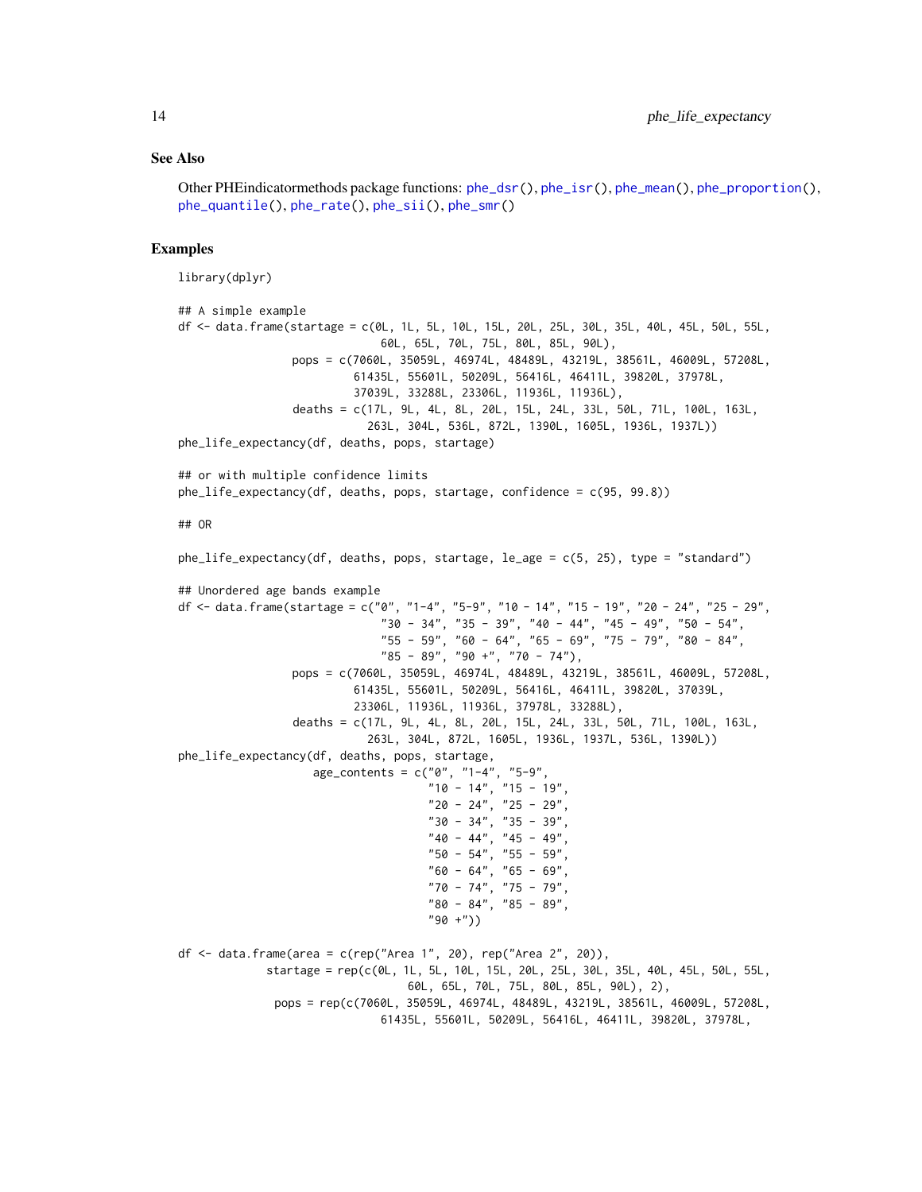### See Also

Other PHEindicatormethods package functions: `phe_dsr()`, `phe_isr()`, `phe_mean()`, `phe_proportion()`, `phe_quantile()`, `phe_rate()`, `phe_sii()`, `phe_smr()`

### Examples

```
library(dplyr)

## A simple example
df <- data.frame(startage = c(0L, 1L, 5L, 10L, 15L, 20L, 25L, 30L, 35L, 40L, 45L, 50L, 55L,
                              60L, 65L, 70L, 75L, 80L, 85L, 90L),
                 pops = c(7060L, 35059L, 46974L, 48489L, 43219L, 38561L, 46009L, 57208L,
                          61435L, 55601L, 50209L, 56416L, 46411L, 39820L, 37978L,
                          37039L, 33288L, 23306L, 11936L, 11936L),
                 deaths = c(17L, 9L, 4L, 8L, 20L, 15L, 24L, 33L, 50L, 71L, 100L, 163L,
                            263L, 304L, 536L, 872L, 1390L, 1605L, 1936L, 1937L))
phe_life_expectancy(df, deaths, pops, startage)

## or with multiple confidence limits
phe_life_expectancy(df, deaths, pops, startage, confidence = c(95, 99.8))

## OR

phe_life_expectancy(df, deaths, pops, startage, le_age = c(5, 25), type = "standard")

## Unordered age bands example
df <- data.frame(startage = c("0", "1-4", "5-9", "10 - 14", "15 - 19", "20 - 24", "25 - 29",
                              "30 - 34", "35 - 39", "40 - 44", "45 - 49", "50 - 54",
                              "55 - 59", "60 - 64", "65 - 69", "75 - 79", "80 - 84",
                              "85 - 89", "90 +", "70 - 74"),
                 pops = c(7060L, 35059L, 46974L, 48489L, 43219L, 38561L, 46009L, 57208L,
                          61435L, 55601L, 50209L, 56416L, 46411L, 39820L, 37039L,
                          23306L, 11936L, 11936L, 37978L, 33288L),
                 deaths = c(17L, 9L, 4L, 8L, 20L, 15L, 24L, 33L, 50L, 71L, 100L, 163L,
                            263L, 304L, 872L, 1605L, 1936L, 1937L, 536L, 1390L))
phe_life_expectancy(df, deaths, pops, startage,
                    age_contents = c("0", "1-4", "5-9",
                                     "10 - 14", "15 - 19",
                                     "20 - 24", "25 - 29",
                                     "30 - 34", "35 - 39",
                                     "40 - 44", "45 - 49",
                                     "50 - 54", "55 - 59",
                                     "60 - 64", "65 - 69",
                                     "70 - 74", "75 - 79",
                                     "80 - 84", "85 - 89",
                                     "90 +"))

df <- data.frame(area = c(rep("Area 1", 20), rep("Area 2", 20)),
             startage = rep(c(0L, 1L, 5L, 10L, 15L, 20L, 25L, 30L, 35L, 40L, 45L, 50L, 55L,
                              60L, 65L, 70L, 75L, 80L, 85L, 90L), 2),
              pops = rep(c(7060L, 35059L, 46974L, 48489L, 43219L, 38561L, 46009L, 57208L,
                           61435L, 55601L, 50209L, 56416L, 46411L, 39820L, 37978L,
```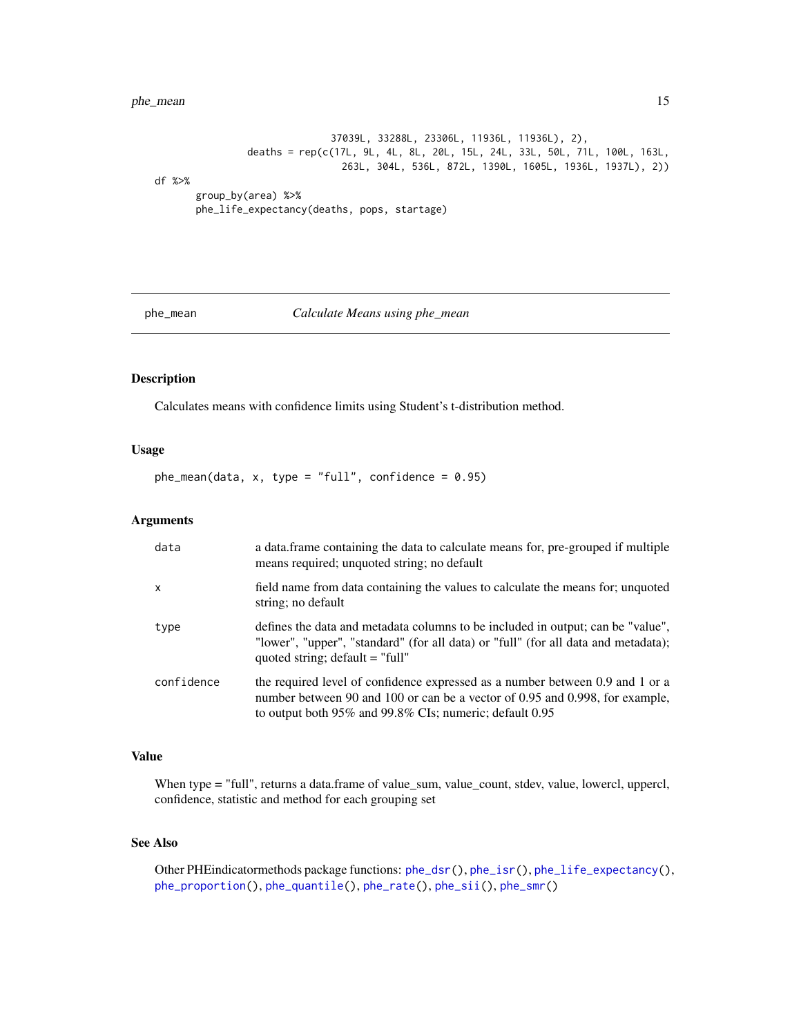```
                                   37039L, 33288L, 23306L, 11936L, 11936L), 2),
                 deaths = rep(c(17L, 9L, 4L, 8L, 20L, 15L, 24L, 33L, 50L, 71L, 100L, 163L,
                                  263L, 304L, 536L, 872L, 1390L, 1605L, 1936L, 1937L), 2))
df %>%
     group_by(area) %>%
     phe_life_expectancy(deaths, pops, startage)
```

---

## phe_mean — *Calculate Means using phe_mean*

---

### Description

Calculates means with confidence limits using Student's t-distribution method.

### Usage

```
phe_mean(data, x, type = "full", confidence = 0.95)
```

### Arguments

| Argument | Description |
| --- | --- |
| `data` | a data.frame containing the data to calculate means for, pre-grouped if multiple means required; unquoted string; no default |
| `x` | field name from data containing the values to calculate the means for; unquoted string; no default |
| `type` | defines the data and metadata columns to be included in output; can be "value", "lower", "upper", "standard" (for all data) or "full" (for all data and metadata); quoted string; default = "full" |
| `confidence` | the required level of confidence expressed as a number between 0.9 and 1 or a number between 90 and 100 or can be a vector of 0.95 and 0.998, for example, to output both 95% and 99.8% CIs; numeric; default 0.95 |

### Value

When type = "full", returns a data.frame of value_sum, value_count, stdev, value, lowercl, uppercl, confidence, statistic and method for each grouping set

### See Also

Other PHEindicatormethods package functions: `phe_dsr()`, `phe_isr()`, `phe_life_expectancy()`, `phe_proportion()`, `phe_quantile()`, `phe_rate()`, `phe_sii()`, `phe_smr()`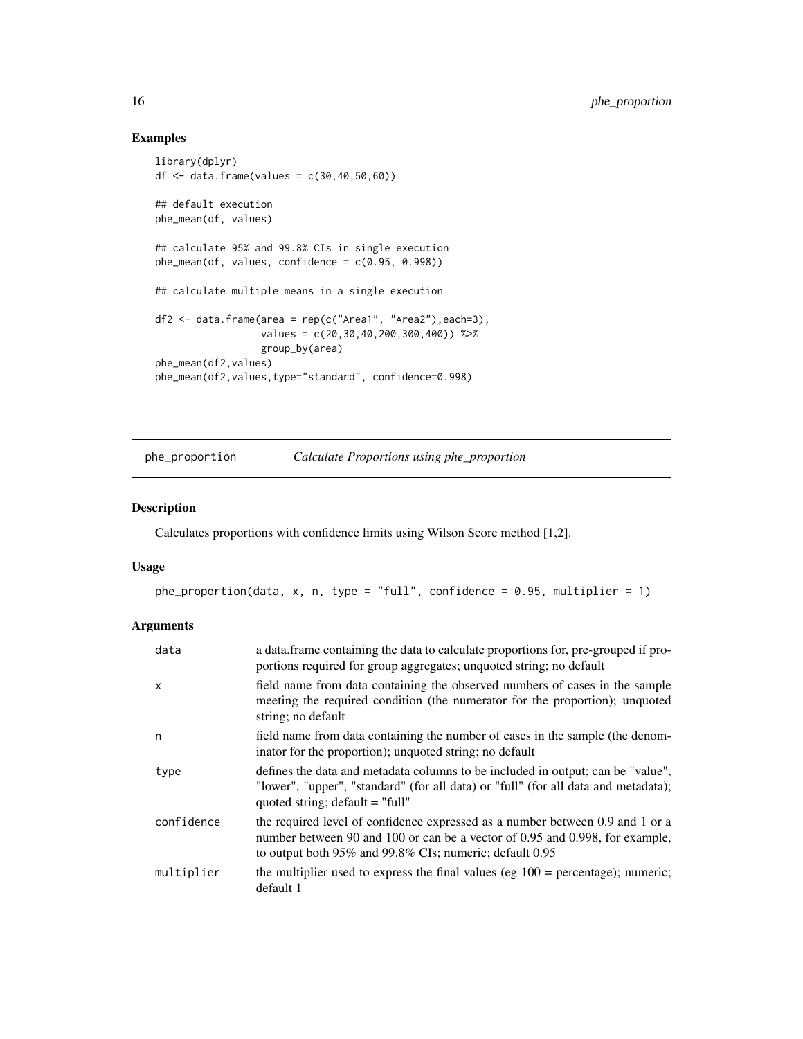## Examples

```
library(dplyr)
df <- data.frame(values = c(30,40,50,60))

## default execution
phe_mean(df, values)

## calculate 95% and 99.8% CIs in single execution
phe_mean(df, values, confidence = c(0.95, 0.998))

## calculate multiple means in a single execution

df2 <- data.frame(area = rep(c("Area1", "Area2"),each=3),
                  values = c(20,30,40,200,300,400)) %>%
                  group_by(area)
phe_mean(df2,values)
phe_mean(df2,values,type="standard", confidence=0.998)
```

---

## phe_proportion *Calculate Proportions using phe_proportion*

### Description

Calculates proportions with confidence limits using Wilson Score method [1,2].

### Usage

```
phe_proportion(data, x, n, type = "full", confidence = 0.95, multiplier = 1)
```

### Arguments

| | |
|---|---|
| data | a data.frame containing the data to calculate proportions for, pre-grouped if proportions required for group aggregates; unquoted string; no default |
| x | field name from data containing the observed numbers of cases in the sample meeting the required condition (the numerator for the proportion); unquoted string; no default |
| n | field name from data containing the number of cases in the sample (the denominator for the proportion); unquoted string; no default |
| type | defines the data and metadata columns to be included in output; can be "value", "lower", "upper", "standard" (for all data) or "full" (for all data and metadata); quoted string; default = "full" |
| confidence | the required level of confidence expressed as a number between 0.9 and 1 or a number between 90 and 100 or can be a vector of 0.95 and 0.998, for example, to output both 95% and 99.8% CIs; numeric; default 0.95 |
| multiplier | the multiplier used to express the final values (eg 100 = percentage); numeric; default 1 |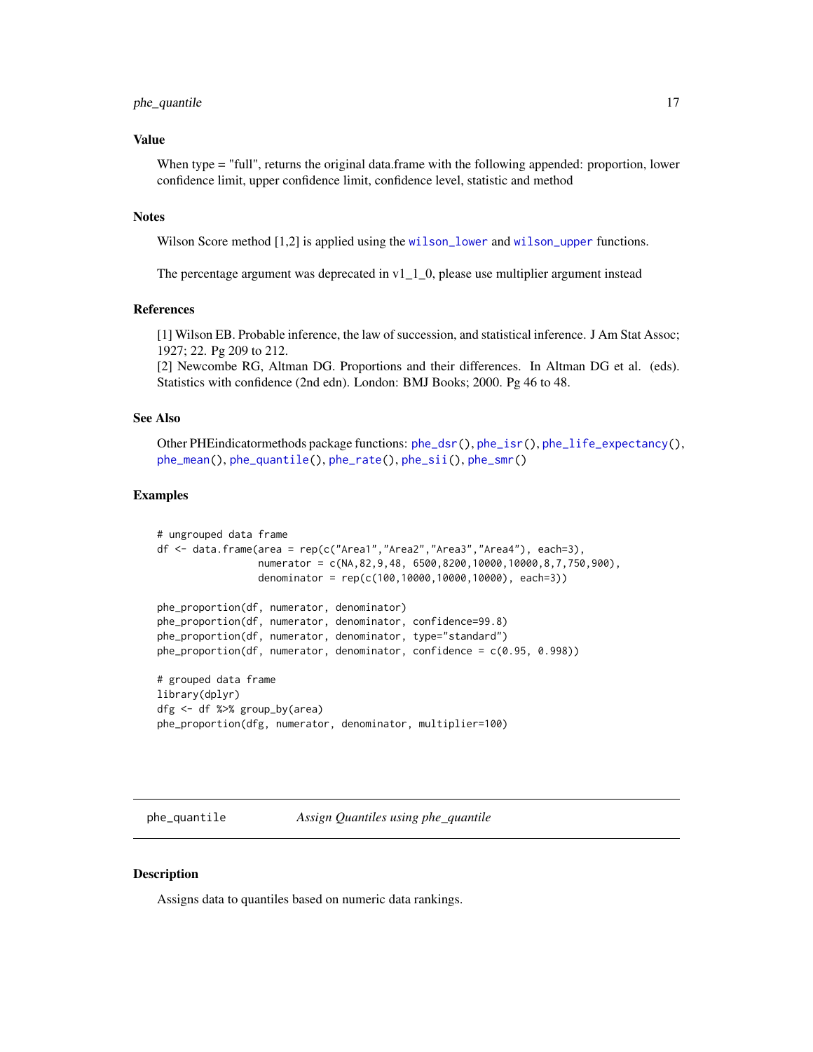## Value

When type = "full", returns the original data.frame with the following appended: proportion, lower confidence limit, upper confidence limit, confidence level, statistic and method

## Notes

Wilson Score method [1,2] is applied using the `wilson_lower` and `wilson_upper` functions.

The percentage argument was deprecated in v1_1_0, please use multiplier argument instead

## References

[1] Wilson EB. Probable inference, the law of succession, and statistical inference. J Am Stat Assoc; 1927; 22. Pg 209 to 212.
[2] Newcombe RG, Altman DG. Proportions and their differences. In Altman DG et al. (eds). Statistics with confidence (2nd edn). London: BMJ Books; 2000. Pg 46 to 48.

## See Also

Other PHEindicatormethods package functions: `phe_dsr()`, `phe_isr()`, `phe_life_expectancy()`, `phe_mean()`, `phe_quantile()`, `phe_rate()`, `phe_sii()`, `phe_smr()`

## Examples

```
# ungrouped data frame
df <- data.frame(area = rep(c("Area1","Area2","Area3","Area4"), each=3),
                 numerator = c(NA,82,9,48, 6500,8200,10000,10000,8,7,750,900),
                 denominator = rep(c(100,10000,10000,10000), each=3))

phe_proportion(df, numerator, denominator)
phe_proportion(df, numerator, denominator, confidence=99.8)
phe_proportion(df, numerator, denominator, type="standard")
phe_proportion(df, numerator, denominator, confidence = c(0.95, 0.998))

# grouped data frame
library(dplyr)
dfg <- df %>% group_by(area)
phe_proportion(dfg, numerator, denominator, multiplier=100)
```

---

# phe_quantile — *Assign Quantiles using phe_quantile*

## Description

Assigns data to quantiles based on numeric data rankings.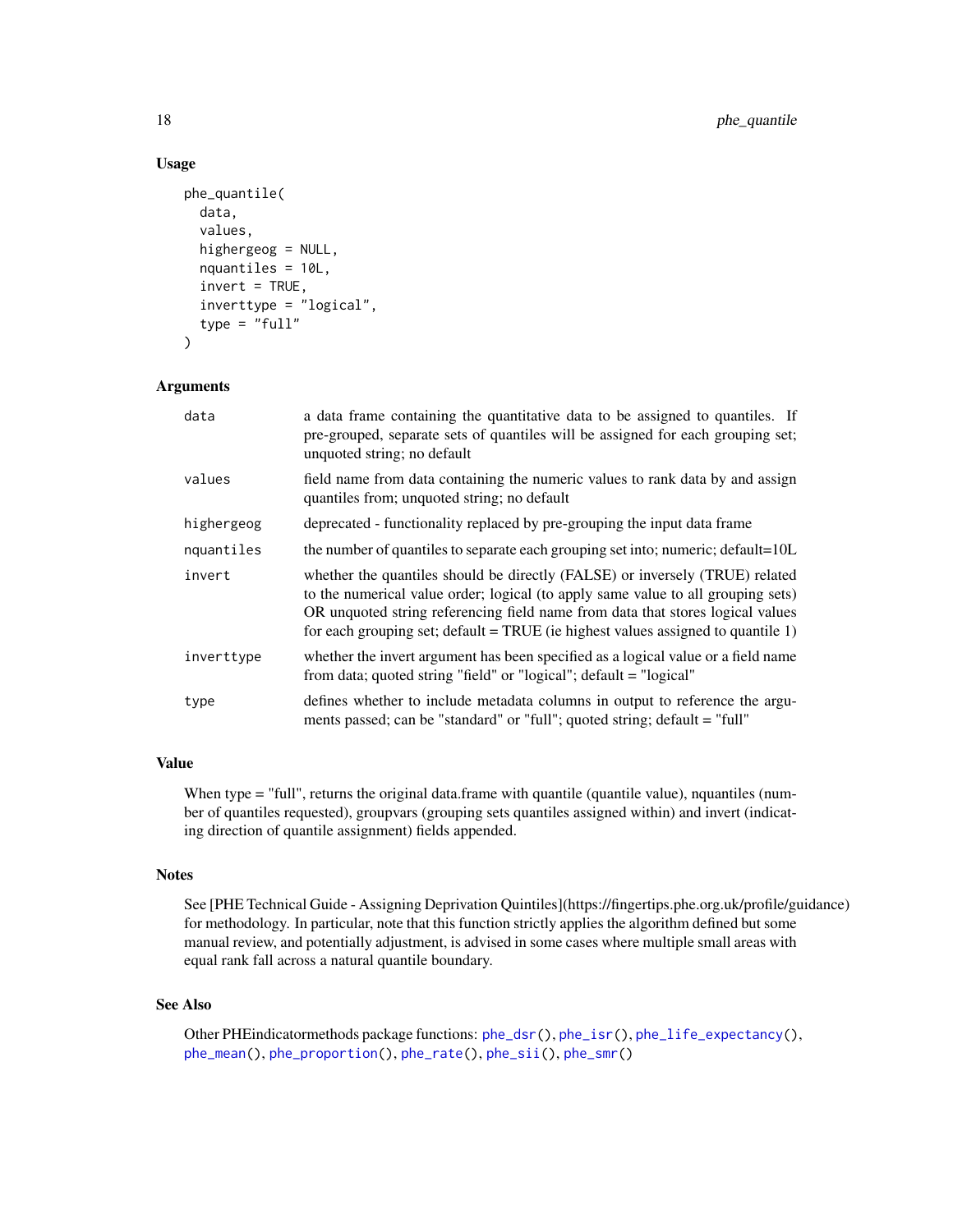## Usage

```
phe_quantile(
  data,
  values,
  highergeog = NULL,
  nquantiles = 10L,
  invert = TRUE,
  inverttype = "logical",
  type = "full"
)
```

## Arguments

| Argument | Description |
|---|---|
| data | a data frame containing the quantitative data to be assigned to quantiles. If pre-grouped, separate sets of quantiles will be assigned for each grouping set; unquoted string; no default |
| values | field name from data containing the numeric values to rank data by and assign quantiles from; unquoted string; no default |
| highergeog | deprecated - functionality replaced by pre-grouping the input data frame |
| nquantiles | the number of quantiles to separate each grouping set into; numeric; default=10L |
| invert | whether the quantiles should be directly (FALSE) or inversely (TRUE) related to the numerical value order; logical (to apply same value to all grouping sets) OR unquoted string referencing field name from data that stores logical values for each grouping set; default = TRUE (ie highest values assigned to quantile 1) |
| inverttype | whether the invert argument has been specified as a logical value or a field name from data; quoted string "field" or "logical"; default = "logical" |
| type | defines whether to include metadata columns in output to reference the arguments passed; can be "standard" or "full"; quoted string; default = "full" |

## Value

When type = "full", returns the original data.frame with quantile (quantile value), nquantiles (number of quantiles requested), groupvars (grouping sets quantiles assigned within) and invert (indicating direction of quantile assignment) fields appended.

## Notes

See [PHE Technical Guide - Assigning Deprivation Quintiles](https://fingertips.phe.org.uk/profile/guidance) for methodology. In particular, note that this function strictly applies the algorithm defined but some manual review, and potentially adjustment, is advised in some cases where multiple small areas with equal rank fall across a natural quantile boundary.

## See Also

Other PHEindicatormethods package functions: phe_dsr(), phe_isr(), phe_life_expectancy(), phe_mean(), phe_proportion(), phe_rate(), phe_sii(), phe_smr()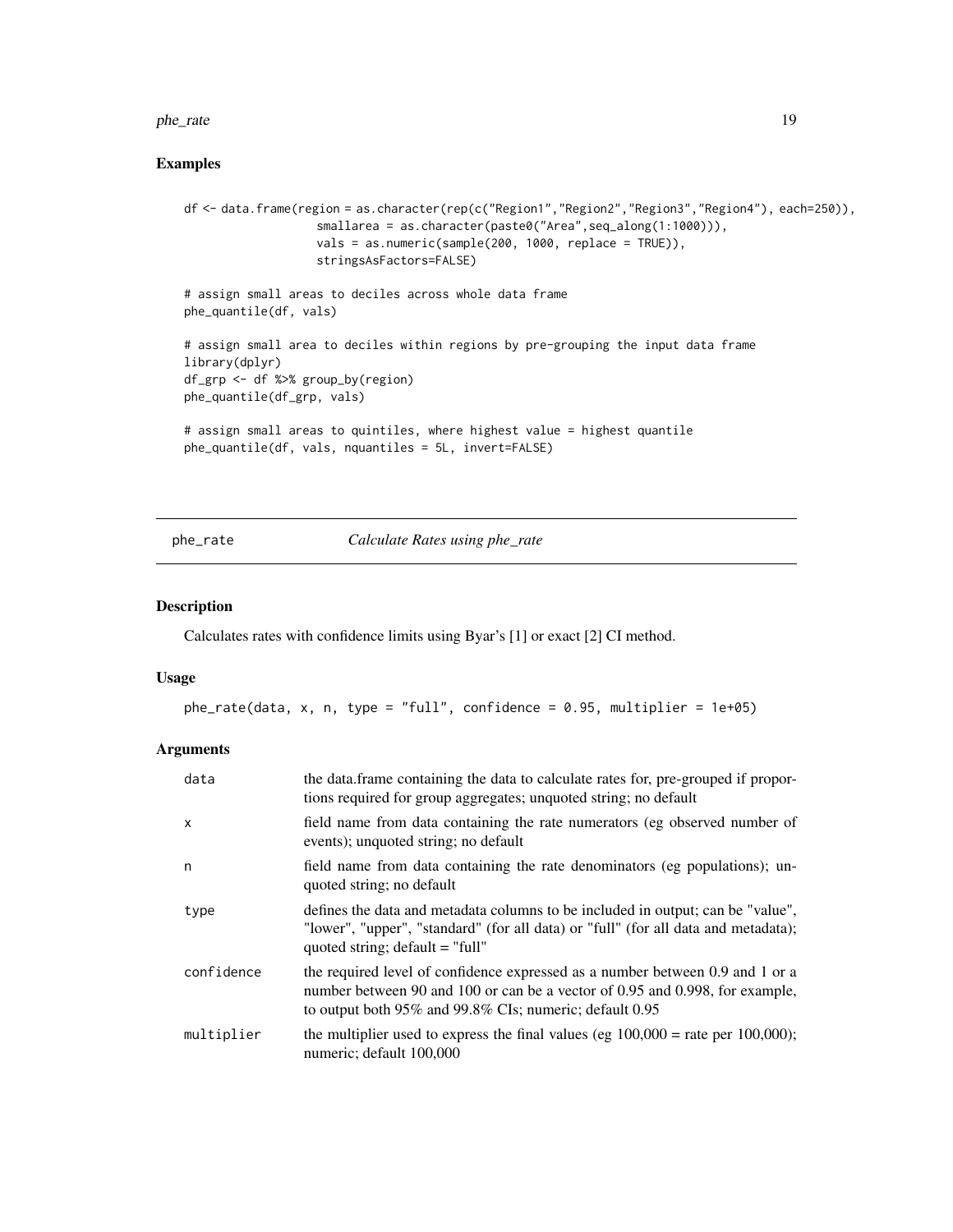## Examples

```
df <- data.frame(region = as.character(rep(c("Region1","Region2","Region3","Region4"), each=250)),
                 smallarea = as.character(paste0("Area",seq_along(1:1000))),
                 vals = as.numeric(sample(200, 1000, replace = TRUE)),
                 stringsAsFactors=FALSE)

# assign small areas to deciles across whole data frame
phe_quantile(df, vals)

# assign small area to deciles within regions by pre-grouping the input data frame
library(dplyr)
df_grp <- df %>% group_by(region)
phe_quantile(df_grp, vals)

# assign small areas to quintiles, where highest value = highest quantile
phe_quantile(df, vals, nquantiles = 5L, invert=FALSE)
```

---

## phe_rate *Calculate Rates using phe_rate*

### Description

Calculates rates with confidence limits using Byar's [1] or exact [2] CI method.

### Usage

```
phe_rate(data, x, n, type = "full", confidence = 0.95, multiplier = 1e+05)
```

### Arguments

| | |
|---|---|
| data | the data.frame containing the data to calculate rates for, pre-grouped if proportions required for group aggregates; unquoted string; no default |
| x | field name from data containing the rate numerators (eg observed number of events); unquoted string; no default |
| n | field name from data containing the rate denominators (eg populations); unquoted string; no default |
| type | defines the data and metadata columns to be included in output; can be "value", "lower", "upper", "standard" (for all data) or "full" (for all data and metadata); quoted string; default = "full" |
| confidence | the required level of confidence expressed as a number between 0.9 and 1 or a number between 90 and 100 or can be a vector of 0.95 and 0.998, for example, to output both 95% and 99.8% CIs; numeric; default 0.95 |
| multiplier | the multiplier used to express the final values (eg 100,000 = rate per 100,000); numeric; default 100,000 |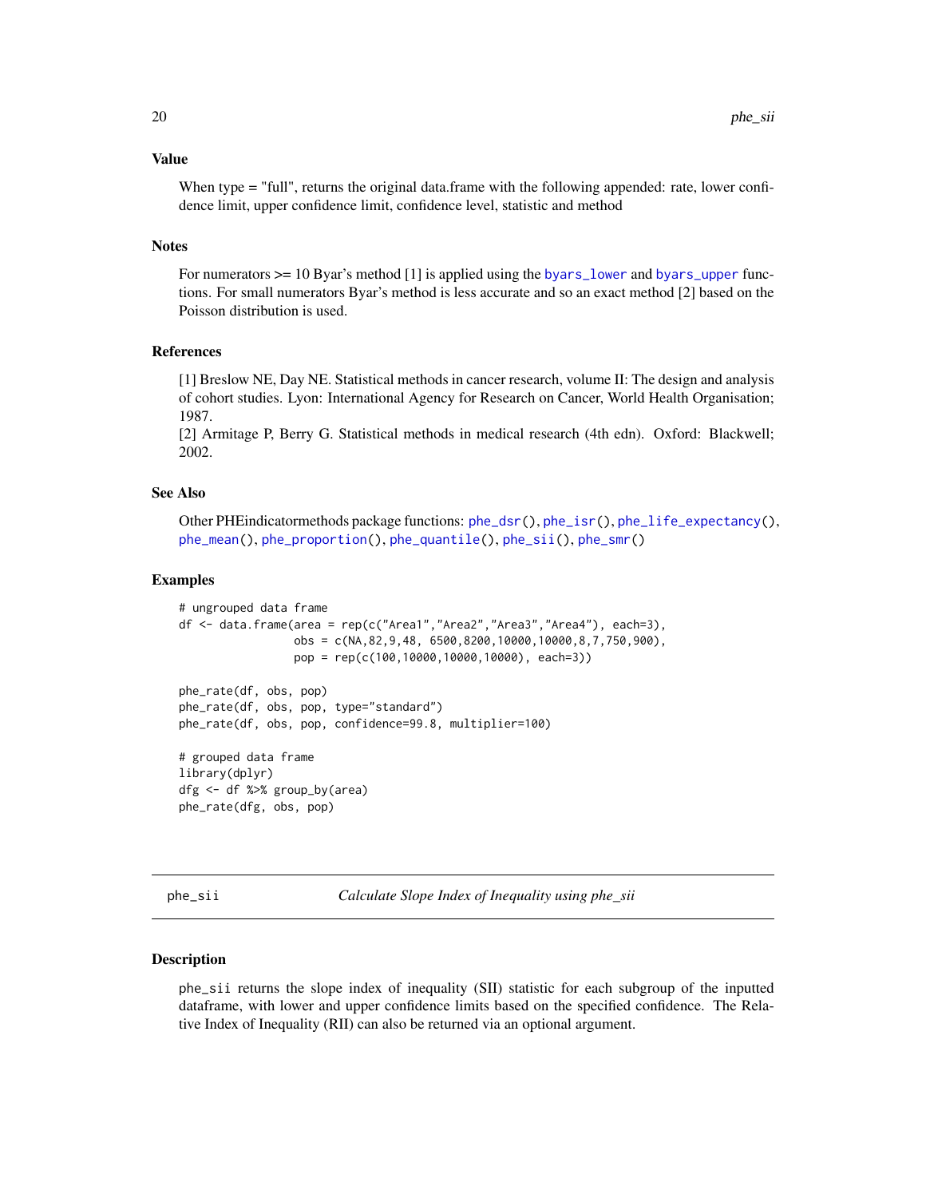### Value

When type = "full", returns the original data.frame with the following appended: rate, lower confidence limit, upper confidence limit, confidence level, statistic and method

### Notes

For numerators >= 10 Byar's method [1] is applied using the byars_lower and byars_upper functions. For small numerators Byar's method is less accurate and so an exact method [2] based on the Poisson distribution is used.

### References

[1] Breslow NE, Day NE. Statistical methods in cancer research, volume II: The design and analysis of cohort studies. Lyon: International Agency for Research on Cancer, World Health Organisation; 1987.
[2] Armitage P, Berry G. Statistical methods in medical research (4th edn). Oxford: Blackwell; 2002.

### See Also

Other PHEindicatormethods package functions: phe_dsr(), phe_isr(), phe_life_expectancy(), phe_mean(), phe_proportion(), phe_quantile(), phe_sii(), phe_smr()

### Examples

```
# ungrouped data frame
df <- data.frame(area = rep(c("Area1","Area2","Area3","Area4"), each=3),
                 obs = c(NA,82,9,48, 6500,8200,10000,10000,8,7,750,900),
                 pop = rep(c(100,10000,10000,10000), each=3))

phe_rate(df, obs, pop)
phe_rate(df, obs, pop, type="standard")
phe_rate(df, obs, pop, confidence=99.8, multiplier=100)

# grouped data frame
library(dplyr)
dfg <- df %>% group_by(area)
phe_rate(dfg, obs, pop)
```

---

## phe_sii — *Calculate Slope Index of Inequality using phe_sii*

### Description

phe_sii returns the slope index of inequality (SII) statistic for each subgroup of the inputted dataframe, with lower and upper confidence limits based on the specified confidence. The Relative Index of Inequality (RII) can also be returned via an optional argument.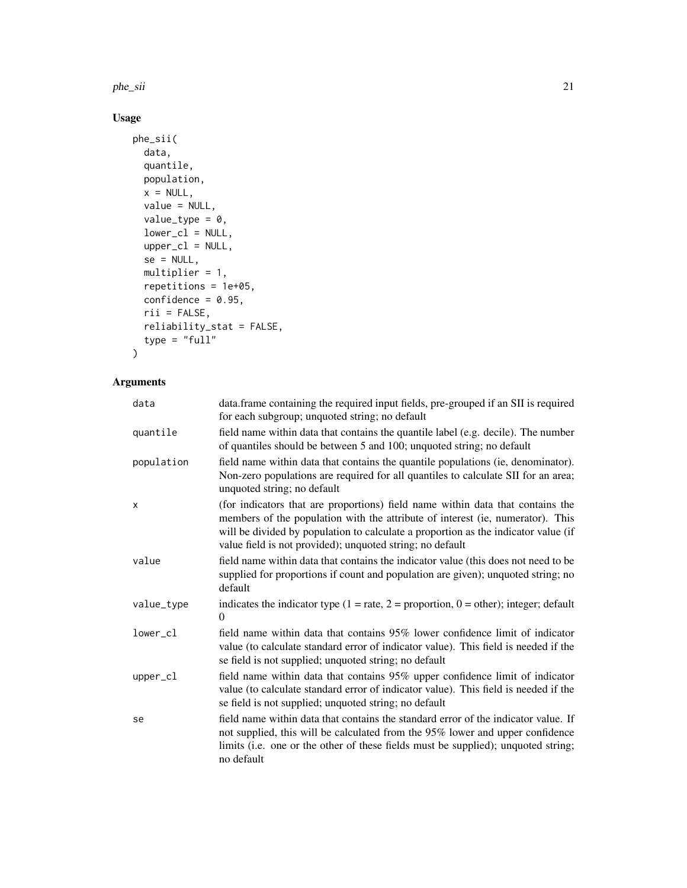## Usage

```
phe_sii(
  data,
  quantile,
  population,
  x = NULL,
  value = NULL,
  value_type = 0,
  lower_cl = NULL,
  upper_cl = NULL,
  se = NULL,
  multiplier = 1,
  repetitions = 1e+05,
  confidence = 0.95,
  rii = FALSE,
  reliability_stat = FALSE,
  type = "full"
)
```

## Arguments

| | |
|---|---|
| `data` | data.frame containing the required input fields, pre-grouped if an SII is required for each subgroup; unquoted string; no default |
| `quantile` | field name within data that contains the quantile label (e.g. decile). The number of quantiles should be between 5 and 100; unquoted string; no default |
| `population` | field name within data that contains the quantile populations (ie, denominator). Non-zero populations are required for all quantiles to calculate SII for an area; unquoted string; no default |
| `x` | (for indicators that are proportions) field name within data that contains the members of the population with the attribute of interest (ie, numerator). This will be divided by population to calculate a proportion as the indicator value (if value field is not provided); unquoted string; no default |
| `value` | field name within data that contains the indicator value (this does not need to be supplied for proportions if count and population are given); unquoted string; no default |
| `value_type` | indicates the indicator type (1 = rate, 2 = proportion, 0 = other); integer; default 0 |
| `lower_cl` | field name within data that contains 95% lower confidence limit of indicator value (to calculate standard error of indicator value). This field is needed if the se field is not supplied; unquoted string; no default |
| `upper_cl` | field name within data that contains 95% upper confidence limit of indicator value (to calculate standard error of indicator value). This field is needed if the se field is not supplied; unquoted string; no default |
| `se` | field name within data that contains the standard error of the indicator value. If not supplied, this will be calculated from the 95% lower and upper confidence limits (i.e. one or the other of these fields must be supplied); unquoted string; no default |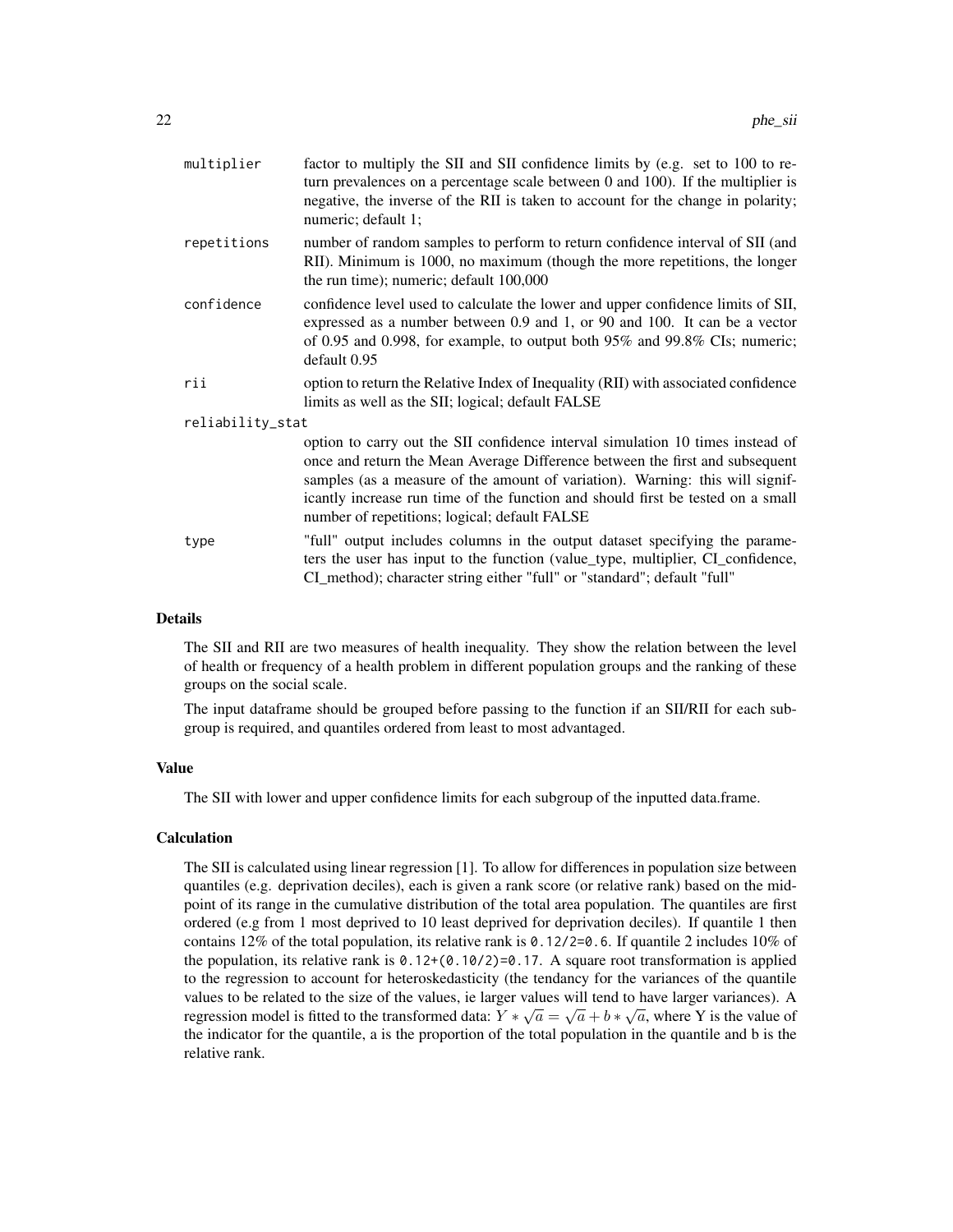| | |
|---|---|
| `multiplier` | factor to multiply the SII and SII confidence limits by (e.g. set to 100 to return prevalences on a percentage scale between 0 and 100). If the multiplier is negative, the inverse of the RII is taken to account for the change in polarity; numeric; default 1; |
| `repetitions` | number of random samples to perform to return confidence interval of SII (and RII). Minimum is 1000, no maximum (though the more repetitions, the longer the run time); numeric; default 100,000 |
| `confidence` | confidence level used to calculate the lower and upper confidence limits of SII, expressed as a number between 0.9 and 1, or 90 and 100. It can be a vector of 0.95 and 0.998, for example, to output both 95% and 99.8% CIs; numeric; default 0.95 |
| `rii` | option to return the Relative Index of Inequality (RII) with associated confidence limits as well as the SII; logical; default FALSE |
| `reliability_stat` | option to carry out the SII confidence interval simulation 10 times instead of once and return the Mean Average Difference between the first and subsequent samples (as a measure of the amount of variation). Warning: this will significantly increase run time of the function and should first be tested on a small number of repetitions; logical; default FALSE |
| `type` | "full" output includes columns in the output dataset specifying the parameters the user has input to the function (value_type, multiplier, CI_confidence, CI_method); character string either "full" or "standard"; default "full" |

## Details

The SII and RII are two measures of health inequality. They show the relation between the level of health or frequency of a health problem in different population groups and the ranking of these groups on the social scale.

The input dataframe should be grouped before passing to the function if an SII/RII for each subgroup is required, and quantiles ordered from least to most advantaged.

## Value

The SII with lower and upper confidence limits for each subgroup of the inputted data.frame.

## Calculation

The SII is calculated using linear regression [1]. To allow for differences in population size between quantiles (e.g. deprivation deciles), each is given a rank score (or relative rank) based on the midpoint of its range in the cumulative distribution of the total area population. The quantiles are first ordered (e.g from 1 most deprived to 10 least deprived for deprivation deciles). If quantile 1 then contains 12% of the total population, its relative rank is `0.12/2=0.6`. If quantile 2 includes 10% of the population, its relative rank is `0.12+(0.10/2)=0.17`. A square root transformation is applied to the regression to account for heteroskedasticity (the tendancy for the variances of the quantile values to be related to the size of the values, ie larger values will tend to have larger variances). A regression model is fitted to the transformed data: $Y * \sqrt{a} = \sqrt{a} + b * \sqrt{a}$, where Y is the value of the indicator for the quantile, a is the proportion of the total population in the quantile and b is the relative rank.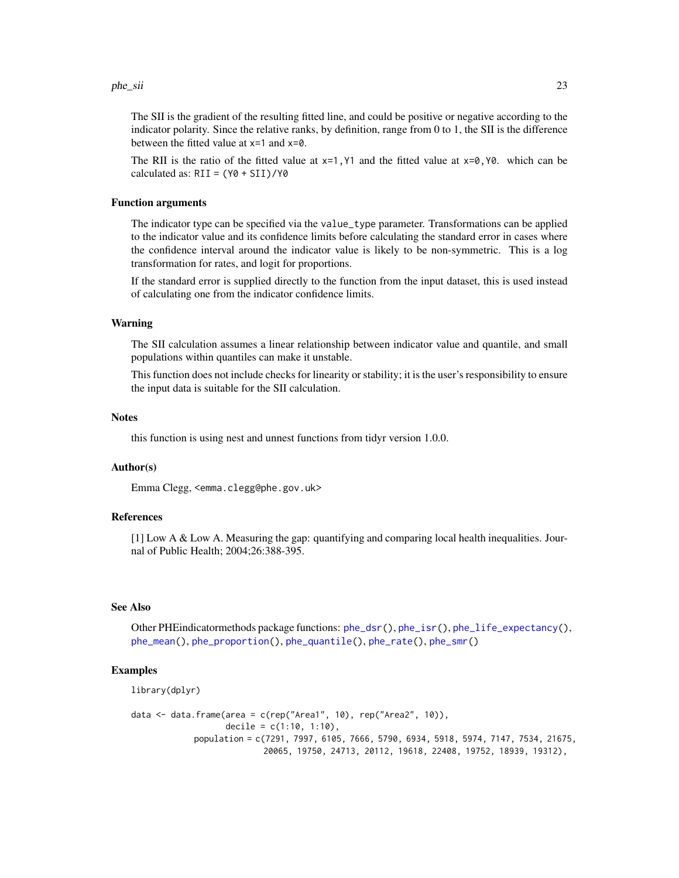The SII is the gradient of the resulting fitted line, and could be positive or negative according to the indicator polarity. Since the relative ranks, by definition, range from 0 to 1, the SII is the difference between the fitted value at `x=1` and `x=0`.

The RII is the ratio of the fitted value at `x=1,Y1` and the fitted value at `x=0,Y0`. which can be calculated as: `RII = (Y0 + SII)/Y0`

### Function arguments

The indicator type can be specified via the `value_type` parameter. Transformations can be applied to the indicator value and its confidence limits before calculating the standard error in cases where the confidence interval around the indicator value is likely to be non-symmetric. This is a log transformation for rates, and logit for proportions.

If the standard error is supplied directly to the function from the input dataset, this is used instead of calculating one from the indicator confidence limits.

### Warning

The SII calculation assumes a linear relationship between indicator value and quantile, and small populations within quantiles can make it unstable.

This function does not include checks for linearity or stability; it is the user's responsibility to ensure the input data is suitable for the SII calculation.

### Notes

this function is using nest and unnest functions from tidyr version 1.0.0.

### Author(s)

Emma Clegg, `<emma.clegg@phe.gov.uk>`

### References

[1] Low A & Low A. Measuring the gap: quantifying and comparing local health inequalities. Journal of Public Health; 2004;26:388-395.

### See Also

Other PHEindicatormethods package functions: `phe_dsr()`, `phe_isr()`, `phe_life_expectancy()`, `phe_mean()`, `phe_proportion()`, `phe_quantile()`, `phe_rate()`, `phe_smr()`

### Examples

```
library(dplyr)

data <- data.frame(area = c(rep("Area1", 10), rep("Area2", 10)),
                   decile = c(1:10, 1:10),
            population = c(7291, 7997, 6105, 7666, 5790, 6934, 5918, 5974, 7147, 7534, 21675,
                           20065, 19750, 24713, 20112, 19618, 22408, 19752, 18939, 19312),
```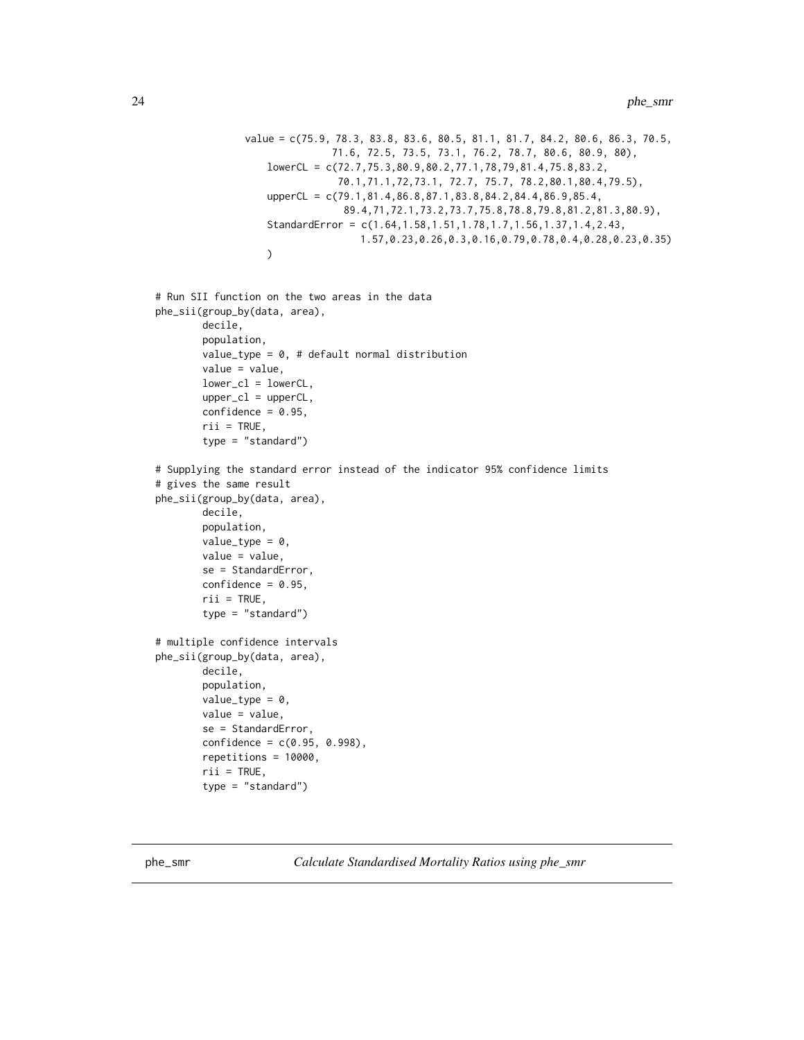```
                value = c(75.9, 78.3, 83.8, 83.6, 80.5, 81.1, 81.7, 84.2, 80.6, 86.3, 70.5,
                              71.6, 72.5, 73.5, 73.1, 76.2, 78.7, 80.6, 80.9, 80),
                    lowerCL = c(72.7,75.3,80.9,80.2,77.1,78,79,81.4,75.8,83.2,
                                70.1,71.1,72,73.1, 72.7, 75.7, 78.2,80.1,80.4,79.5),
                    upperCL = c(79.1,81.4,86.8,87.1,83.8,84.2,84.4,86.9,85.4,
                                 89.4,71,72.1,73.2,73.7,75.8,78.8,79.8,81.2,81.3,80.9),
                    StandardError = c(1.64,1.58,1.51,1.78,1.7,1.56,1.37,1.4,2.43,
                                     1.57,0.23,0.26,0.3,0.16,0.79,0.78,0.4,0.28,0.23,0.35)
                    )

# Run SII function on the two areas in the data
phe_sii(group_by(data, area),
        decile,
        population,
        value_type = 0, # default normal distribution
        value = value,
        lower_cl = lowerCL,
        upper_cl = upperCL,
        confidence = 0.95,
        rii = TRUE,
        type = "standard")

# Supplying the standard error instead of the indicator 95% confidence limits
# gives the same result
phe_sii(group_by(data, area),
        decile,
        population,
        value_type = 0,
        value = value,
        se = StandardError,
        confidence = 0.95,
        rii = TRUE,
        type = "standard")

# multiple confidence intervals
phe_sii(group_by(data, area),
        decile,
        population,
        value_type = 0,
        value = value,
        se = StandardError,
        confidence = c(0.95, 0.998),
        repetitions = 10000,
        rii = TRUE,
        type = "standard")
```

---

## phe_smr — *Calculate Standardised Mortality Ratios using phe_smr*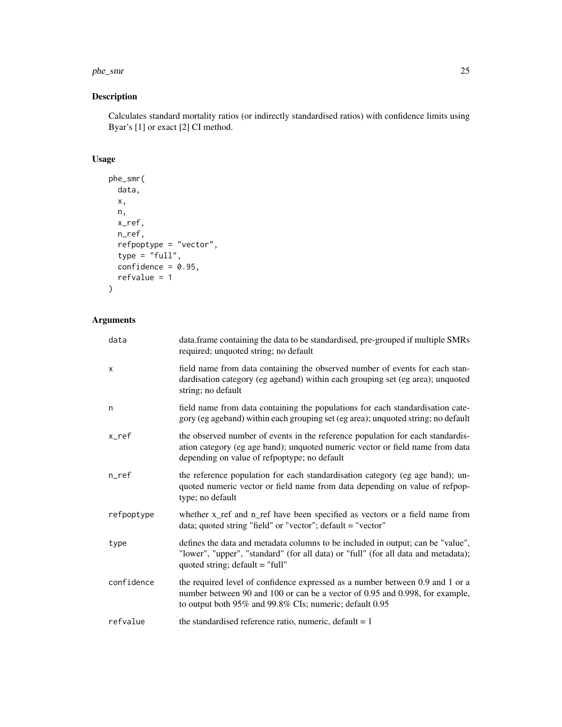## Description

Calculates standard mortality ratios (or indirectly standardised ratios) with confidence limits using Byar's [1] or exact [2] CI method.

## Usage

```
phe_smr(
  data,
  x,
  n,
  x_ref,
  n_ref,
  refpoptype = "vector",
  type = "full",
  confidence = 0.95,
  refvalue = 1
)
```

## Arguments

| | |
|---|---|
| data | data.frame containing the data to be standardised, pre-grouped if multiple SMRs required; unquoted string; no default |
| x | field name from data containing the observed number of events for each standardisation category (eg ageband) within each grouping set (eg area); unquoted string; no default |
| n | field name from data containing the populations for each standardisation category (eg ageband) within each grouping set (eg area); unquoted string; no default |
| x_ref | the observed number of events in the reference population for each standardisation category (eg age band); unquoted numeric vector or field name from data depending on value of refpoptype; no default |
| n_ref | the reference population for each standardisation category (eg age band); unquoted numeric vector or field name from data depending on value of refpoptype; no default |
| refpoptype | whether x_ref and n_ref have been specified as vectors or a field name from data; quoted string "field" or "vector"; default = "vector" |
| type | defines the data and metadata columns to be included in output; can be "value", "lower", "upper", "standard" (for all data) or "full" (for all data and metadata); quoted string; default = "full" |
| confidence | the required level of confidence expressed as a number between 0.9 and 1 or a number between 90 and 100 or can be a vector of 0.95 and 0.998, for example, to output both 95% and 99.8% CIs; numeric; default 0.95 |
| refvalue | the standardised reference ratio, numeric, default = 1 |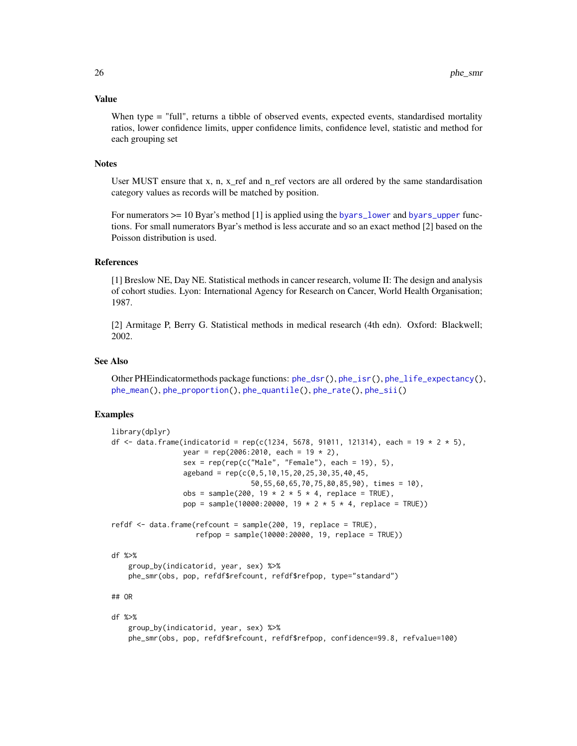## Value

When type = "full", returns a tibble of observed events, expected events, standardised mortality ratios, lower confidence limits, upper confidence limits, confidence level, statistic and method for each grouping set

## Notes

User MUST ensure that x, n, x_ref and n_ref vectors are all ordered by the same standardisation category values as records will be matched by position.

For numerators >= 10 Byar's method [1] is applied using the `byars_lower` and `byars_upper` functions. For small numerators Byar's method is less accurate and so an exact method [2] based on the Poisson distribution is used.

## References

[1] Breslow NE, Day NE. Statistical methods in cancer research, volume II: The design and analysis of cohort studies. Lyon: International Agency for Research on Cancer, World Health Organisation; 1987.

[2] Armitage P, Berry G. Statistical methods in medical research (4th edn). Oxford: Blackwell; 2002.

## See Also

Other PHEindicatormethods package functions: `phe_dsr()`, `phe_isr()`, `phe_life_expectancy()`, `phe_mean()`, `phe_proportion()`, `phe_quantile()`, `phe_rate()`, `phe_sii()`

## Examples

```
library(dplyr)
df <- data.frame(indicatorid = rep(c(1234, 5678, 91011, 121314), each = 19 * 2 * 5),
                 year = rep(2006:2010, each = 19 * 2),
                 sex = rep(rep(c("Male", "Female"), each = 19), 5),
                 ageband = rep(c(0,5,10,15,20,25,30,35,40,45,
                                 50,55,60,65,70,75,80,85,90), times = 10),
                 obs = sample(200, 19 * 2 * 5 * 4, replace = TRUE),
                 pop = sample(10000:20000, 19 * 2 * 5 * 4, replace = TRUE))

refdf <- data.frame(refcount = sample(200, 19, replace = TRUE),
                    refpop = sample(10000:20000, 19, replace = TRUE))

df %>%
    group_by(indicatorid, year, sex) %>%
    phe_smr(obs, pop, refdf$refcount, refdf$refpop, type="standard")

## OR

df %>%
    group_by(indicatorid, year, sex) %>%
    phe_smr(obs, pop, refdf$refcount, refdf$refpop, confidence=99.8, refvalue=100)
```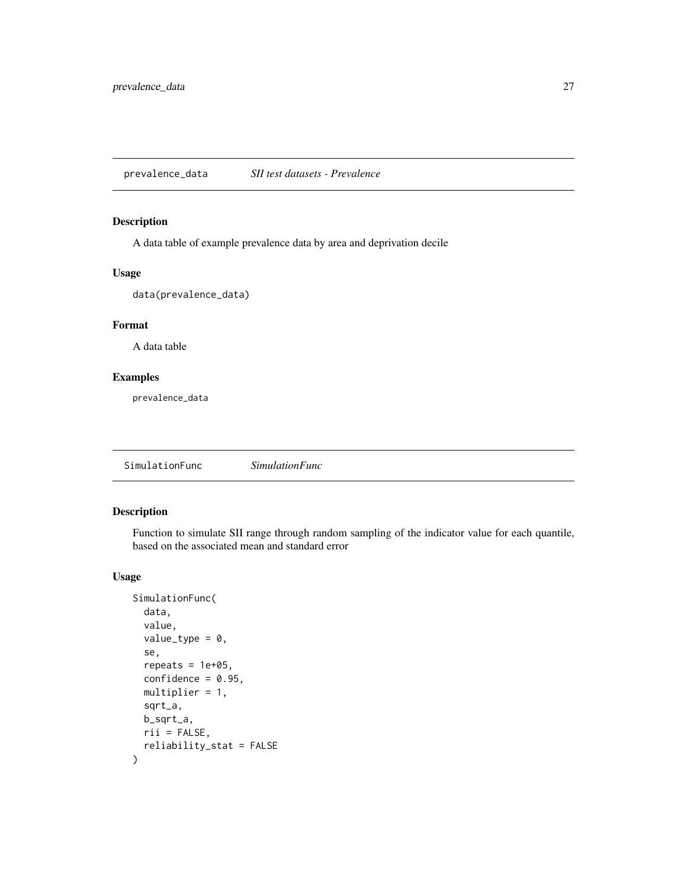## prevalence_data    *SII test datasets - Prevalence*

### Description

A data table of example prevalence data by area and deprivation decile

### Usage

```
data(prevalence_data)
```

### Format

A data table

### Examples

```
prevalence_data
```

## SimulationFunc    *SimulationFunc*

### Description

Function to simulate SII range through random sampling of the indicator value for each quantile, based on the associated mean and standard error

### Usage

```
SimulationFunc(
  data,
  value,
  value_type = 0,
  se,
  repeats = 1e+05,
  confidence = 0.95,
  multiplier = 1,
  sqrt_a,
  b_sqrt_a,
  rii = FALSE,
  reliability_stat = FALSE
)
```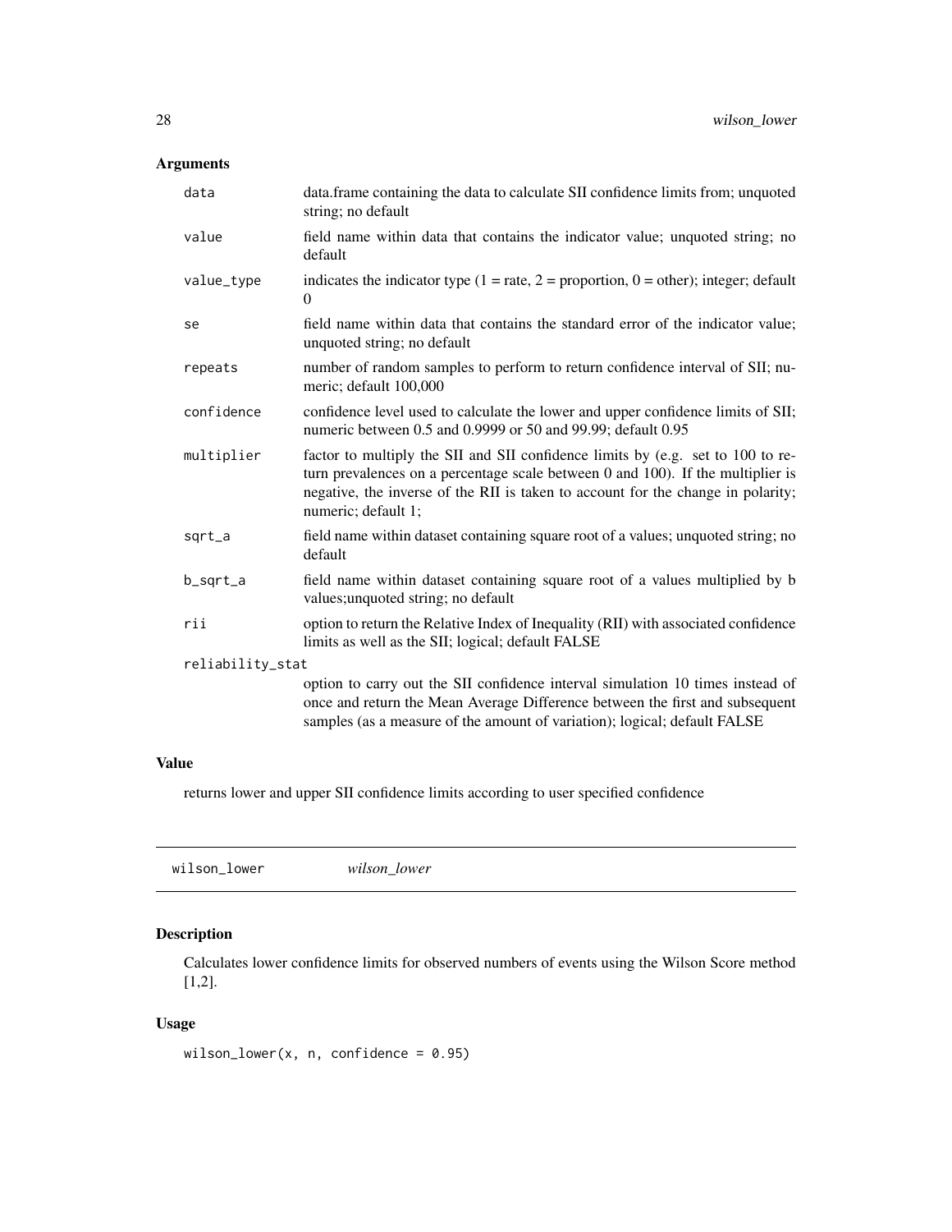## Arguments

| | |
|---|---|
| data | data.frame containing the data to calculate SII confidence limits from; unquoted string; no default |
| value | field name within data that contains the indicator value; unquoted string; no default |
| value_type | indicates the indicator type (1 = rate, 2 = proportion, 0 = other); integer; default 0 |
| se | field name within data that contains the standard error of the indicator value; unquoted string; no default |
| repeats | number of random samples to perform to return confidence interval of SII; numeric; default 100,000 |
| confidence | confidence level used to calculate the lower and upper confidence limits of SII; numeric between 0.5 and 0.9999 or 50 and 99.99; default 0.95 |
| multiplier | factor to multiply the SII and SII confidence limits by (e.g. set to 100 to return prevalences on a percentage scale between 0 and 100). If the multiplier is negative, the inverse of the RII is taken to account for the change in polarity; numeric; default 1; |
| sqrt_a | field name within dataset containing square root of a values; unquoted string; no default |
| b_sqrt_a | field name within dataset containing square root of a values multiplied by b values;unquoted string; no default |
| rii | option to return the Relative Index of Inequality (RII) with associated confidence limits as well as the SII; logical; default FALSE |
| reliability_stat | option to carry out the SII confidence interval simulation 10 times instead of once and return the Mean Average Difference between the first and subsequent samples (as a measure of the amount of variation); logical; default FALSE |

## Value

returns lower and upper SII confidence limits according to user specified confidence

---

# wilson_lower *wilson_lower*

## Description

Calculates lower confidence limits for observed numbers of events using the Wilson Score method [1,2].

## Usage

```
wilson_lower(x, n, confidence = 0.95)
```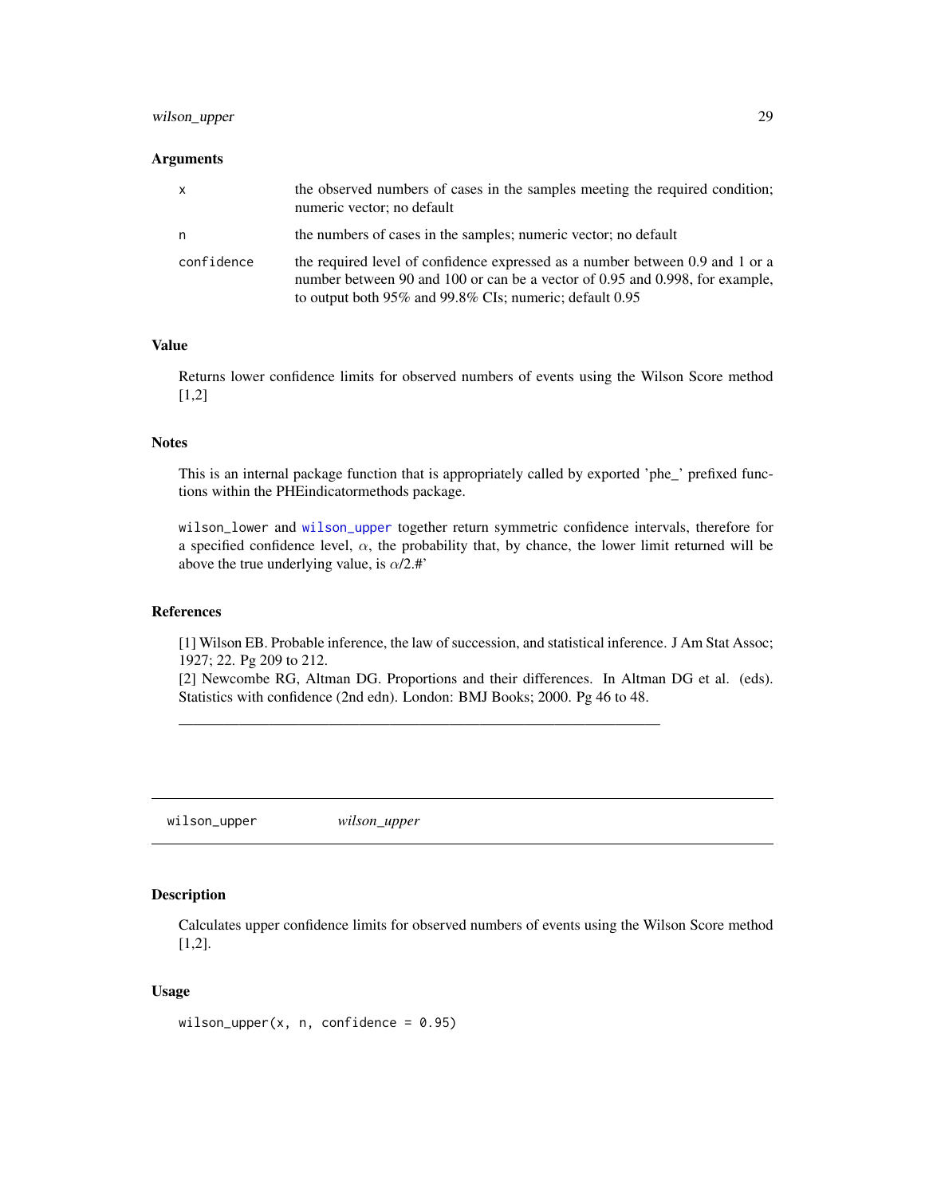### Arguments

| | |
|---|---|
| x | the observed numbers of cases in the samples meeting the required condition; numeric vector; no default |
| n | the numbers of cases in the samples; numeric vector; no default |
| confidence | the required level of confidence expressed as a number between 0.9 and 1 or a number between 90 and 100 or can be a vector of 0.95 and 0.998, for example, to output both 95% and 99.8% CIs; numeric; default 0.95 |

### Value

Returns lower confidence limits for observed numbers of events using the Wilson Score method [1,2]

### Notes

This is an internal package function that is appropriately called by exported 'phe_' prefixed functions within the PHEindicatormethods package.

wilson_lower and wilson_upper together return symmetric confidence intervals, therefore for a specified confidence level, $\alpha$, the probability that, by chance, the lower limit returned will be above the true underlying value, is $\alpha$/2.#'

### References

[1] Wilson EB. Probable inference, the law of succession, and statistical inference. J Am Stat Assoc; 1927; 22. Pg 209 to 212.
[2] Newcombe RG, Altman DG. Proportions and their differences. In Altman DG et al. (eds). Statistics with confidence (2nd edn). London: BMJ Books; 2000. Pg 46 to 48.

---

## wilson_upper &nbsp;&nbsp;&nbsp; *wilson_upper*

### Description

Calculates upper confidence limits for observed numbers of events using the Wilson Score method [1,2].

### Usage

```
wilson_upper(x, n, confidence = 0.95)
```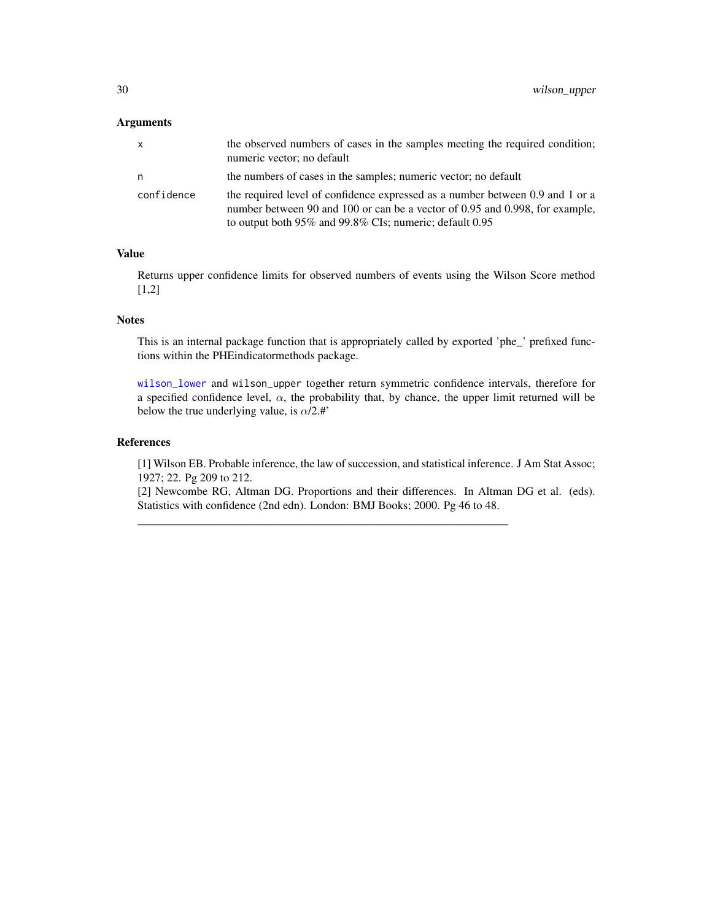## Arguments

| | |
|---|---|
| `x` | the observed numbers of cases in the samples meeting the required condition; numeric vector; no default |
| `n` | the numbers of cases in the samples; numeric vector; no default |
| `confidence` | the required level of confidence expressed as a number between 0.9 and 1 or a number between 90 and 100 or can be a vector of 0.95 and 0.998, for example, to output both 95% and 99.8% CIs; numeric; default 0.95 |

## Value

Returns upper confidence limits for observed numbers of events using the Wilson Score method [1,2]

## Notes

This is an internal package function that is appropriately called by exported 'phe_' prefixed functions within the PHEindicatormethods package.

`wilson_lower` and `wilson_upper` together return symmetric confidence intervals, therefore for a specified confidence level, $\alpha$, the probability that, by chance, the upper limit returned will be below the true underlying value, is $\alpha$/2.#'

## References

[1] Wilson EB. Probable inference, the law of succession, and statistical inference. J Am Stat Assoc; 1927; 22. Pg 209 to 212.
[2] Newcombe RG, Altman DG. Proportions and their differences. In Altman DG et al. (eds). Statistics with confidence (2nd edn). London: BMJ Books; 2000. Pg 46 to 48.

---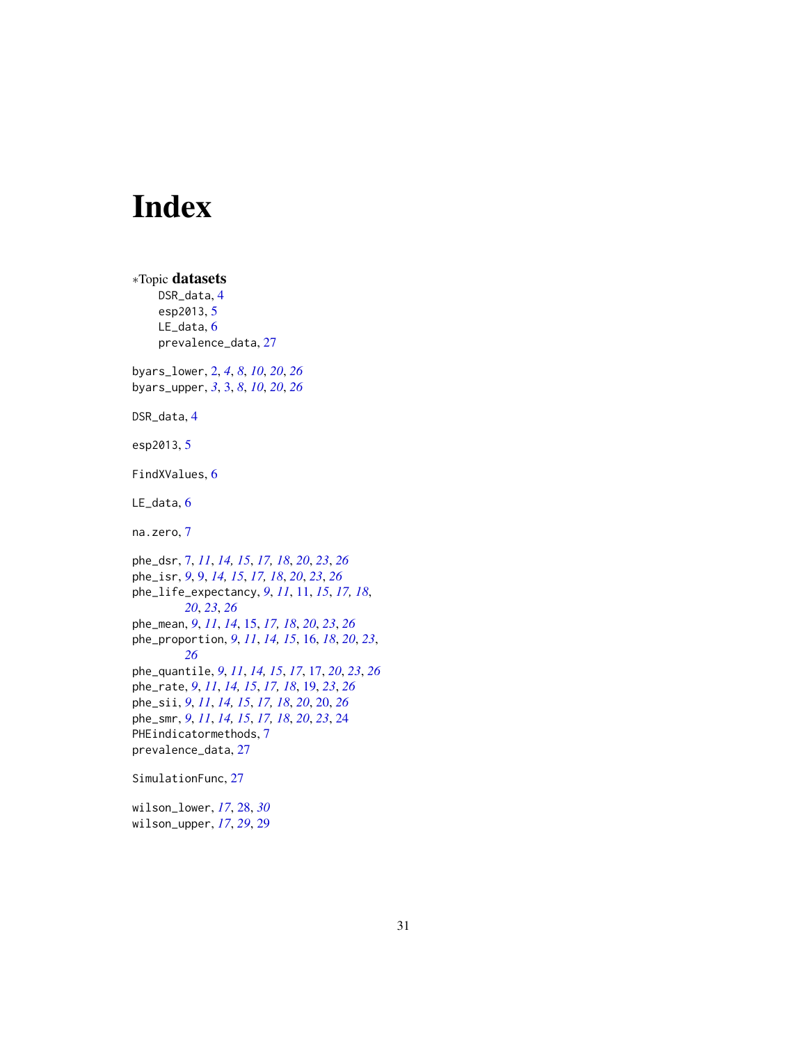# Index

*Topic **datasets**

DSR_data, 4
esp2013, 5
LE_data, 6
prevalence_data, 27

byars_lower, 2, *4*, *8*, *10*, *20*, *26*
byars_upper, *3*, 3, *8*, *10*, *20*, *26*

DSR_data, 4

esp2013, 5

FindXValues, 6

LE_data, 6

na.zero, 7

phe_dsr, 7, *11*, *14*, *15*, *17*, *18*, *20*, *23*, *26*
phe_isr, *9*, 9, *14*, *15*, *17*, *18*, *20*, *23*, *26*
phe_life_expectancy, *9*, *11*, 11, *15*, *17*, *18*, *20*, *23*, *26*
phe_mean, *9*, *11*, *14*, 15, *17*, *18*, *20*, *23*, *26*
phe_proportion, *9*, *11*, *14*, *15*, 16, *18*, *20*, *23*, *26*
phe_quantile, *9*, *11*, *14*, *15*, *17*, 17, *20*, *23*, *26*
phe_rate, *9*, *11*, *14*, *15*, *17*, *18*, 19, *23*, *26*
phe_sii, *9*, *11*, *14*, *15*, *17*, *18*, *20*, 20, *26*
phe_smr, *9*, *11*, *14*, *15*, *17*, *18*, *20*, *23*, 24
PHEindicatormethods, 7
prevalence_data, 27

SimulationFunc, 27

wilson_lower, *17*, 28, *30*
wilson_upper, *17*, *29*, 29